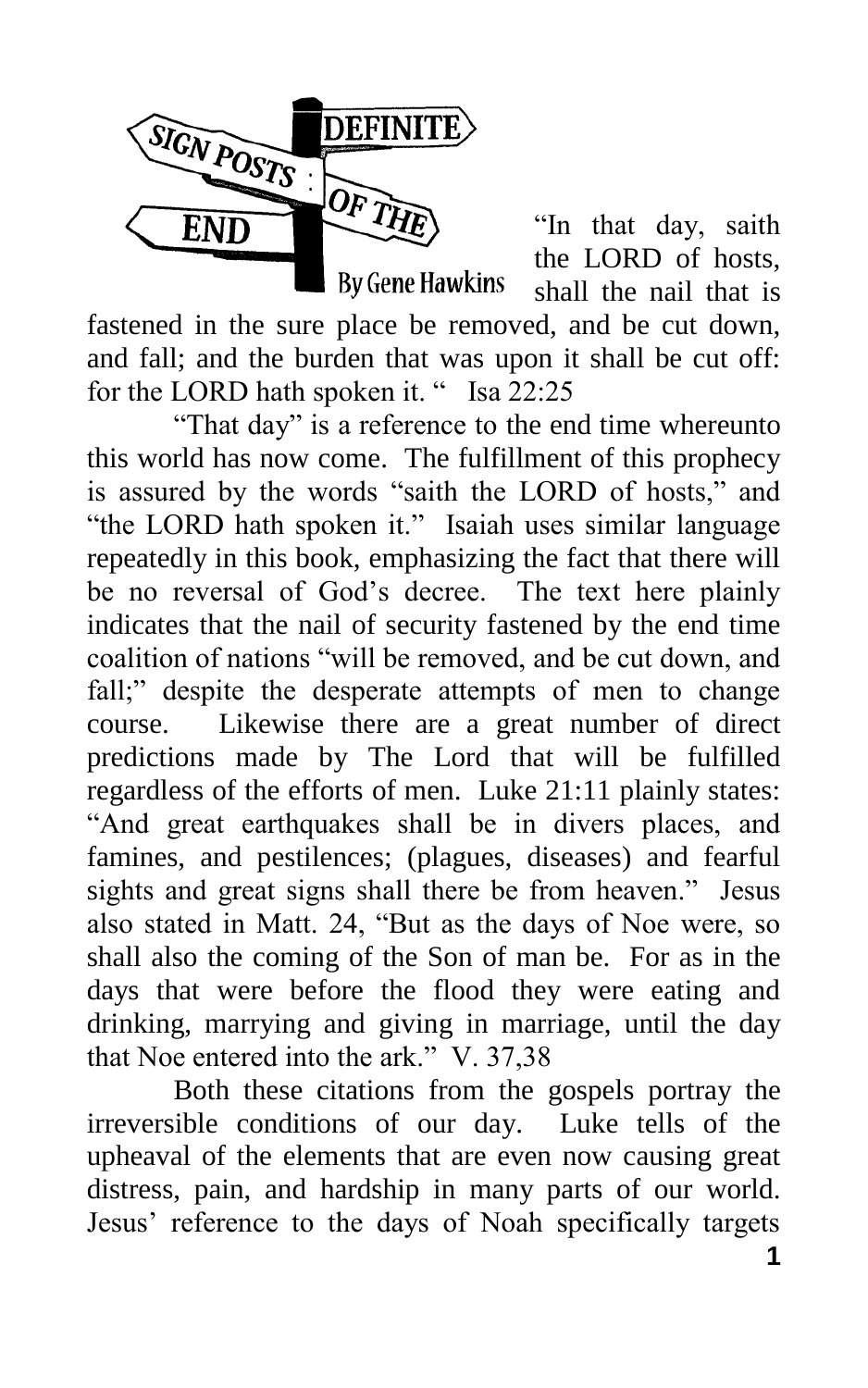# SIGN POSTS: DEFINITE OF THE END

By Gene Hawkins

"In that day, saith the LORD of hosts, shall the nail that is fastened in the sure place be removed, and be cut down, and fall; and the burden that was upon it shall be cut off: for the LORD hath spoken it. " Isa 22:25

"That day" is a reference to the end time whereunto this world has now come. The fulfillment of this prophecy is assured by the words "saith the LORD of hosts," and "the LORD hath spoken it." Isaiah uses similar language repeatedly in this book, emphasizing the fact that there will be no reversal of God's decree. The text here plainly indicates that the nail of security fastened by the end time coalition of nations "will be removed, and be cut down, and fall;" despite the desperate attempts of men to change course. Likewise there are a great number of direct predictions made by The Lord that will be fulfilled regardless of the efforts of men. Luke 21:11 plainly states: "And great earthquakes shall be in divers places, and famines, and pestilences; (plagues, diseases) and fearful sights and great signs shall there be from heaven." Jesus also stated in Matt. 24, "But as the days of Noe were, so shall also the coming of the Son of man be. For as in the days that were before the flood they were eating and drinking, marrying and giving in marriage, until the day that Noe entered into the ark." V. 37,38

Both these citations from the gospels portray the irreversible conditions of our day. Luke tells of the upheaval of the elements that are even now causing great distress, pain, and hardship in many parts of our world. Jesus' reference to the days of Noah specifically targets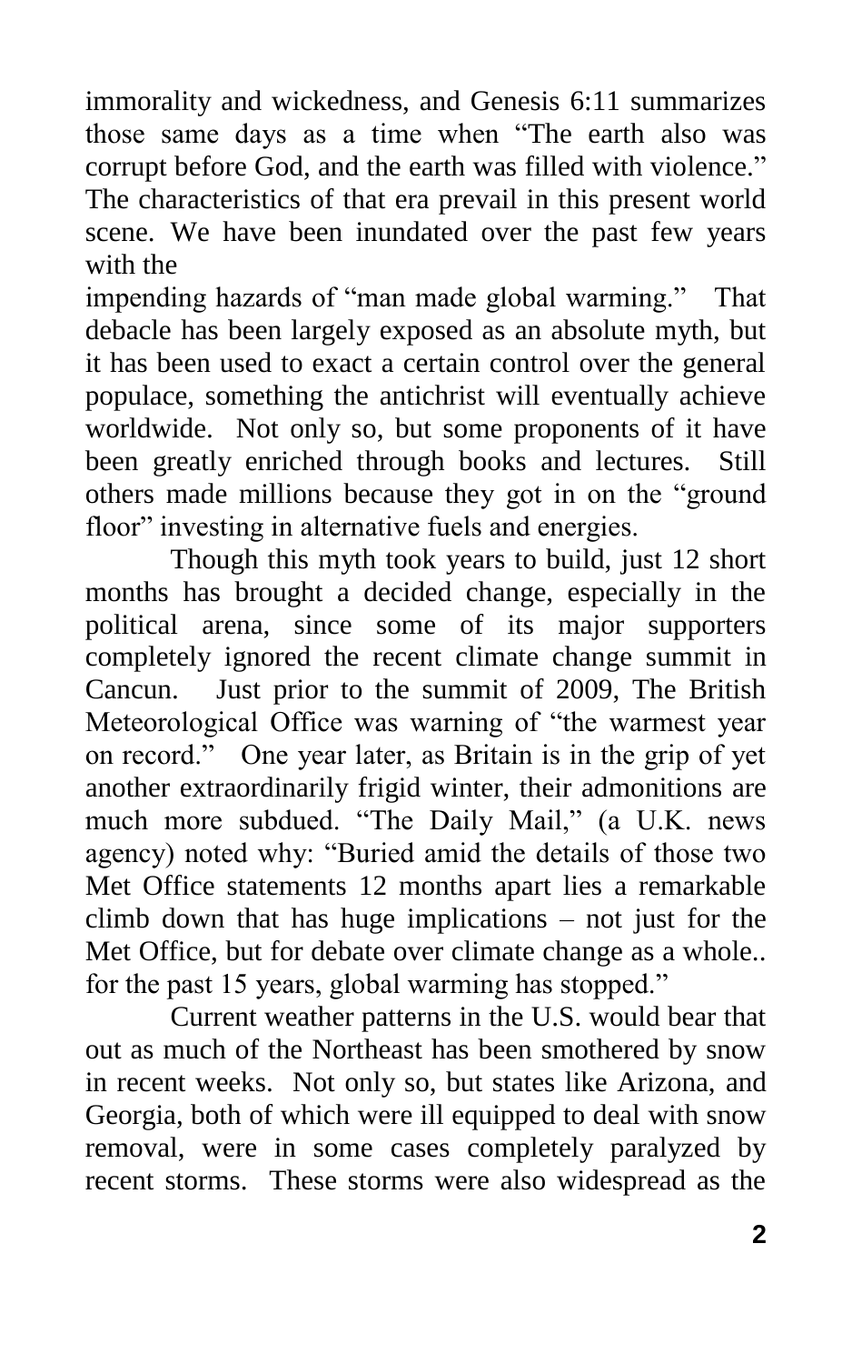immorality and wickedness, and Genesis 6:11 summarizes those same days as a time when "The earth also was corrupt before God, and the earth was filled with violence." The characteristics of that era prevail in this present world scene. We have been inundated over the past few years with the impending hazards of "man made global warming." That debacle has been largely exposed as an absolute myth, but it has been used to exact a certain control over the general populace, something the antichrist will eventually achieve worldwide. Not only so, but some proponents of it have been greatly enriched through books and lectures. Still others made millions because they got in on the "ground floor" investing in alternative fuels and energies.

Though this myth took years to build, just 12 short months has brought a decided change, especially in the political arena, since some of its major supporters completely ignored the recent climate change summit in Cancun. Just prior to the summit of 2009, The British Meteorological Office was warning of "the warmest year on record." One year later, as Britain is in the grip of yet another extraordinarily frigid winter, their admonitions are much more subdued. "The Daily Mail," (a U.K. news agency) noted why: "Buried amid the details of those two Met Office statements 12 months apart lies a remarkable climb down that has huge implications – not just for the Met Office, but for debate over climate change as a whole.. for the past 15 years, global warming has stopped."

Current weather patterns in the U.S. would bear that out as much of the Northeast has been smothered by snow in recent weeks. Not only so, but states like Arizona, and Georgia, both of which were ill equipped to deal with snow removal, were in some cases completely paralyzed by recent storms. These storms were also widespread as the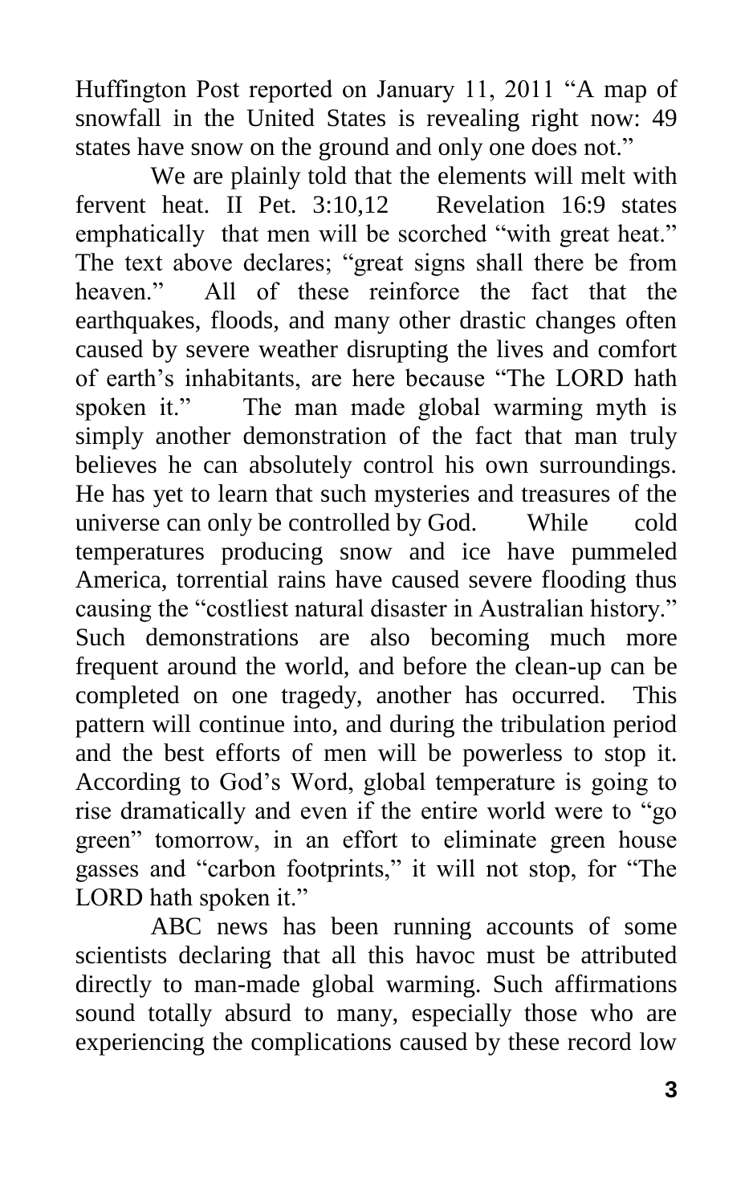Huffington Post reported on January 11, 2011 "A map of snowfall in the United States is revealing right now: 49 states have snow on the ground and only one does not."

We are plainly told that the elements will melt with fervent heat. II Pet. 3:10,12 Revelation 16:9 states emphatically that men will be scorched "with great heat." The text above declares; "great signs shall there be from heaven." All of these reinforce the fact that the earthquakes, floods, and many other drastic changes often caused by severe weather disrupting the lives and comfort of earth's inhabitants, are here because "The LORD hath spoken it." The man made global warming myth is simply another demonstration of the fact that man truly believes he can absolutely control his own surroundings. He has yet to learn that such mysteries and treasures of the universe can only be controlled by God. While cold temperatures producing snow and ice have pummeled America, torrential rains have caused severe flooding thus causing the "costliest natural disaster in Australian history." Such demonstrations are also becoming much more frequent around the world, and before the clean-up can be completed on one tragedy, another has occurred. This pattern will continue into, and during the tribulation period and the best efforts of men will be powerless to stop it. According to God's Word, global temperature is going to rise dramatically and even if the entire world were to "go green" tomorrow, in an effort to eliminate green house gasses and "carbon footprints," it will not stop, for "The LORD hath spoken it."

ABC news has been running accounts of some scientists declaring that all this havoc must be attributed directly to man-made global warming. Such affirmations sound totally absurd to many, especially those who are experiencing the complications caused by these record low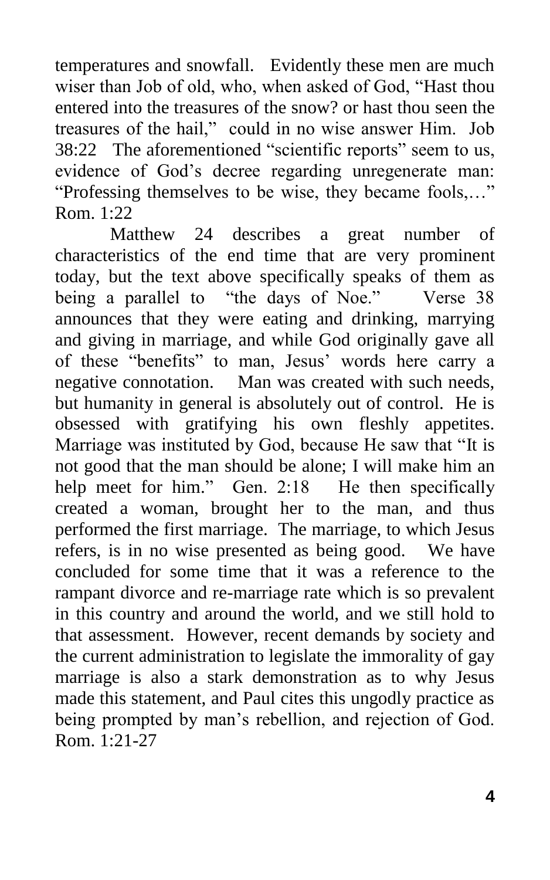temperatures and snowfall. Evidently these men are much wiser than Job of old, who, when asked of God, "Hast thou entered into the treasures of the snow? or hast thou seen the treasures of the hail," could in no wise answer Him. Job 38:22 The aforementioned "scientific reports" seem to us, evidence of God's decree regarding unregenerate man: "Professing themselves to be wise, they became fools,…" Rom. 1:22

Matthew 24 describes a great number of characteristics of the end time that are very prominent today, but the text above specifically speaks of them as being a parallel to "the days of Noe." Verse 38 announces that they were eating and drinking, marrying and giving in marriage, and while God originally gave all of these "benefits" to man, Jesus' words here carry a negative connotation. Man was created with such needs, but humanity in general is absolutely out of control. He is obsessed with gratifying his own fleshly appetites. Marriage was instituted by God, because He saw that "It is not good that the man should be alone; I will make him an help meet for him." Gen. 2:18 He then specifically created a woman, brought her to the man, and thus performed the first marriage. The marriage, to which Jesus refers, is in no wise presented as being good. We have concluded for some time that it was a reference to the rampant divorce and re-marriage rate which is so prevalent in this country and around the world, and we still hold to that assessment. However, recent demands by society and the current administration to legislate the immorality of gay marriage is also a stark demonstration as to why Jesus made this statement, and Paul cites this ungodly practice as being prompted by man's rebellion, and rejection of God. Rom. 1:21-27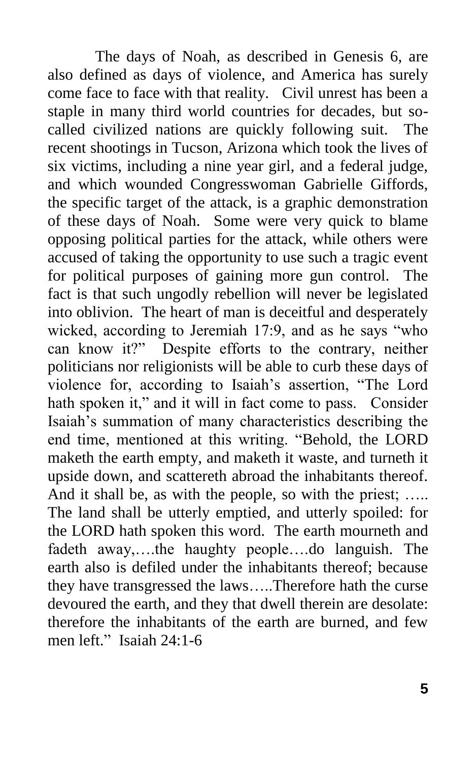The days of Noah, as described in Genesis 6, are also defined as days of violence, and America has surely come face to face with that reality. Civil unrest has been a staple in many third world countries for decades, but so-called civilized nations are quickly following suit. The recent shootings in Tucson, Arizona which took the lives of six victims, including a nine year girl, and a federal judge, and which wounded Congresswoman Gabrielle Giffords, the specific target of the attack, is a graphic demonstration of these days of Noah. Some were very quick to blame opposing political parties for the attack, while others were accused of taking the opportunity to use such a tragic event for political purposes of gaining more gun control. The fact is that such ungodly rebellion will never be legislated into oblivion. The heart of man is deceitful and desperately wicked, according to Jeremiah 17:9, and as he says "who can know it?" Despite efforts to the contrary, neither politicians nor religionists will be able to curb these days of violence for, according to Isaiah's assertion, "The Lord hath spoken it," and it will in fact come to pass. Consider Isaiah's summation of many characteristics describing the end time, mentioned at this writing. "Behold, the LORD maketh the earth empty, and maketh it waste, and turneth it upside down, and scattereth abroad the inhabitants thereof. And it shall be, as with the people, so with the priest; ….. The land shall be utterly emptied, and utterly spoiled: for the LORD hath spoken this word. The earth mourneth and fadeth away,….the haughty people….do languish. The earth also is defiled under the inhabitants thereof; because they have transgressed the laws…..Therefore hath the curse devoured the earth, and they that dwell therein are desolate: therefore the inhabitants of the earth are burned, and few men left." Isaiah 24:1-6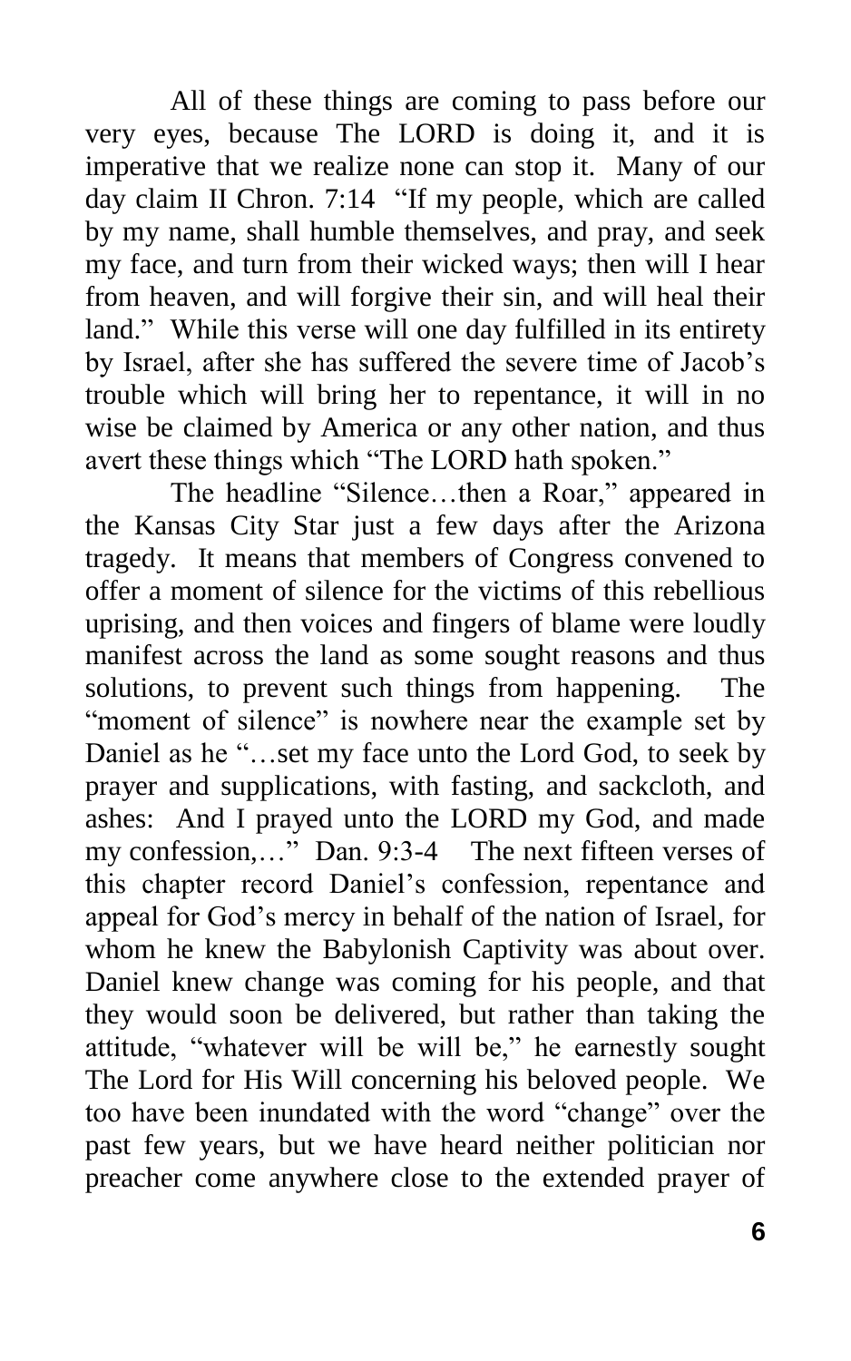All of these things are coming to pass before our very eyes, because The LORD is doing it, and it is imperative that we realize none can stop it. Many of our day claim II Chron. 7:14 "If my people, which are called by my name, shall humble themselves, and pray, and seek my face, and turn from their wicked ways; then will I hear from heaven, and will forgive their sin, and will heal their land." While this verse will one day fulfilled in its entirety by Israel, after she has suffered the severe time of Jacob's trouble which will bring her to repentance, it will in no wise be claimed by America or any other nation, and thus avert these things which "The LORD hath spoken."

The headline "Silence…then a Roar," appeared in the Kansas City Star just a few days after the Arizona tragedy. It means that members of Congress convened to offer a moment of silence for the victims of this rebellious uprising, and then voices and fingers of blame were loudly manifest across the land as some sought reasons and thus solutions, to prevent such things from happening. The "moment of silence" is nowhere near the example set by Daniel as he "…set my face unto the Lord God, to seek by prayer and supplications, with fasting, and sackcloth, and ashes: And I prayed unto the LORD my God, and made my confession,…" Dan. 9:3-4 The next fifteen verses of this chapter record Daniel's confession, repentance and appeal for God's mercy in behalf of the nation of Israel, for whom he knew the Babylonish Captivity was about over. Daniel knew change was coming for his people, and that they would soon be delivered, but rather than taking the attitude, "whatever will be will be," he earnestly sought The Lord for His Will concerning his beloved people. We too have been inundated with the word "change" over the past few years, but we have heard neither politician nor preacher come anywhere close to the extended prayer of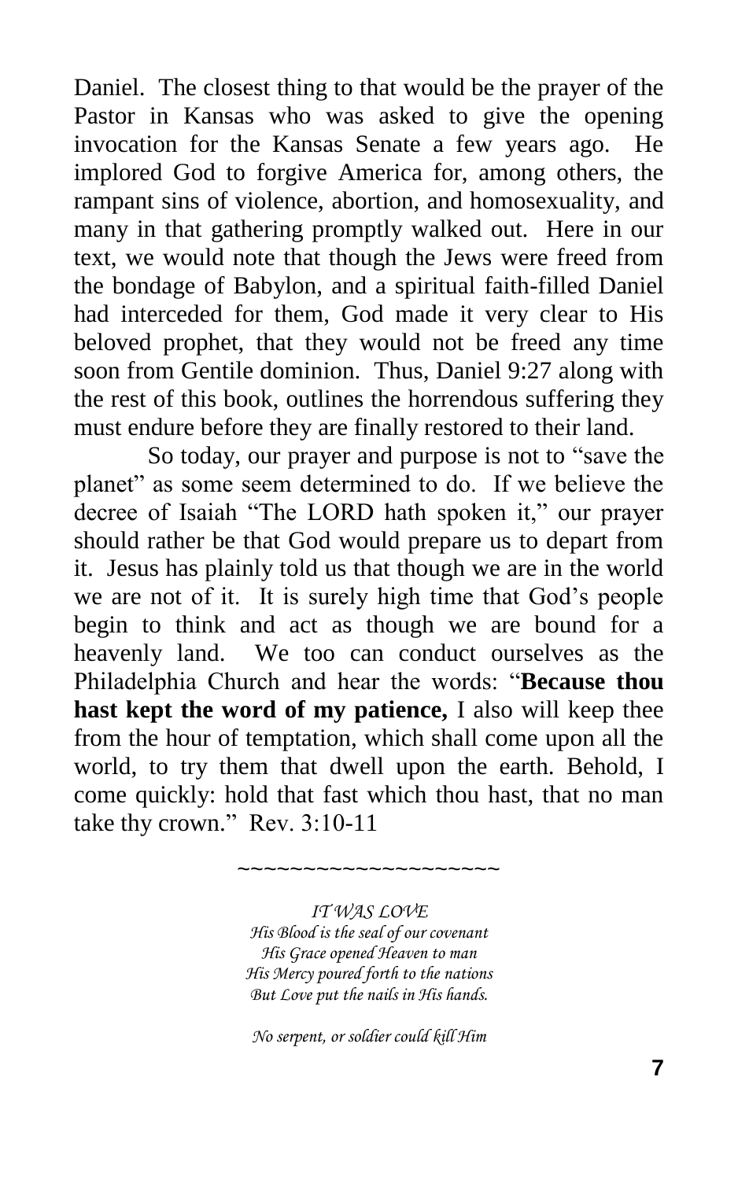Daniel. The closest thing to that would be the prayer of the Pastor in Kansas who was asked to give the opening invocation for the Kansas Senate a few years ago. He implored God to forgive America for, among others, the rampant sins of violence, abortion, and homosexuality, and many in that gathering promptly walked out. Here in our text, we would note that though the Jews were freed from the bondage of Babylon, and a spiritual faith-filled Daniel had interceded for them, God made it very clear to His beloved prophet, that they would not be freed any time soon from Gentile dominion. Thus, Daniel 9:27 along with the rest of this book, outlines the horrendous suffering they must endure before they are finally restored to their land.

So today, our prayer and purpose is not to "save the planet" as some seem determined to do. If we believe the decree of Isaiah "The LORD hath spoken it," our prayer should rather be that God would prepare us to depart from it. Jesus has plainly told us that though we are in the world we are not of it. It is surely high time that God's people begin to think and act as though we are bound for a heavenly land. We too can conduct ourselves as the Philadelphia Church and hear the words: "**Because thou hast kept the word of my patience,** I also will keep thee from the hour of temptation, which shall come upon all the world, to try them that dwell upon the earth. Behold, I come quickly: hold that fast which thou hast, that no man take thy crown." Rev. 3:10-11

~~~~~~~~~~~~~~~~~~~~

*IT WAS LOVE*
*His Blood is the seal of our covenant*
*His Grace opened Heaven to man*
*His Mercy poured forth to the nations*
*But Love put the nails in His hands.*

*No serpent, or soldier could kill Him*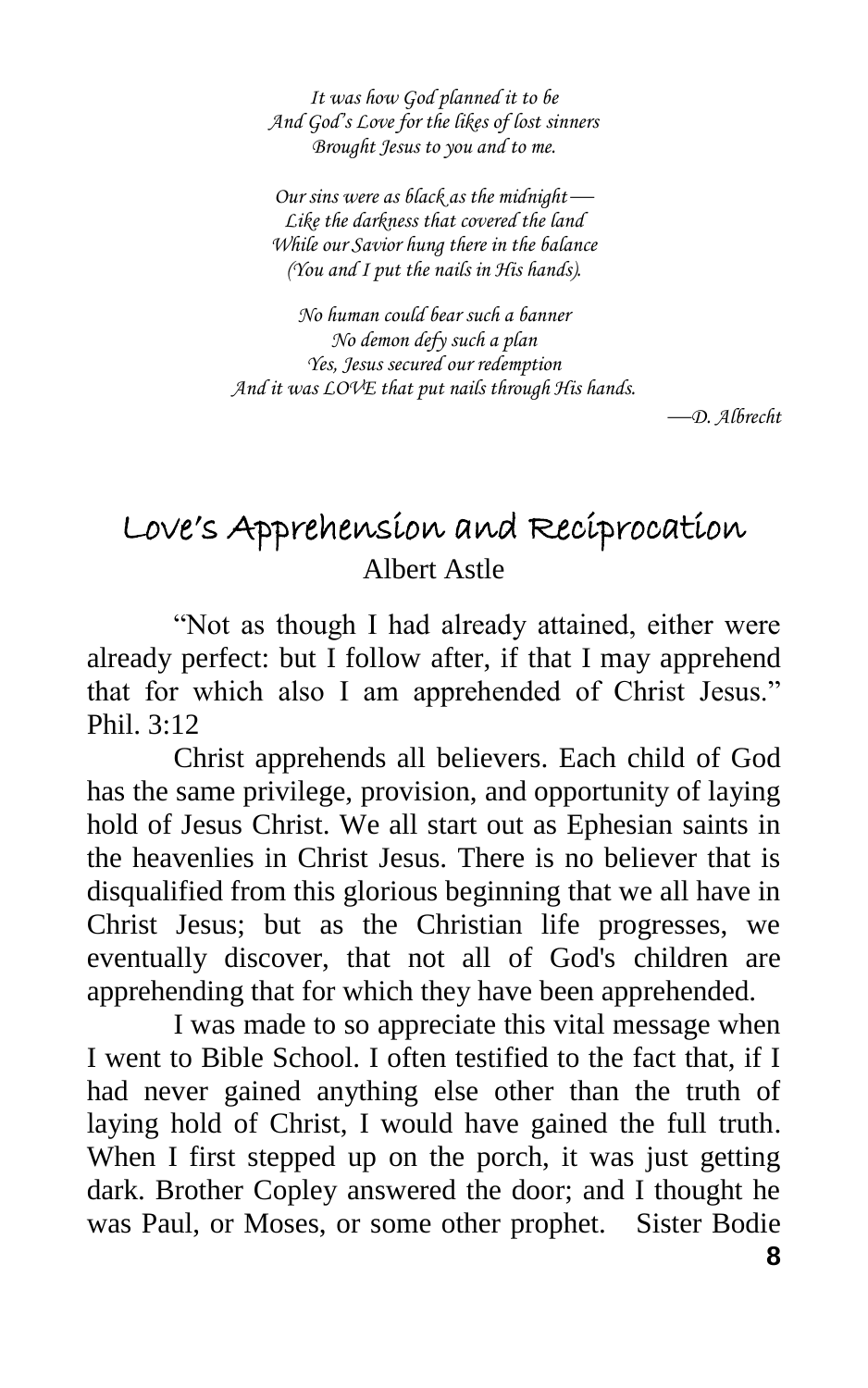*It was how God planned it to be*
*And God's Love for the likes of lost sinners*
*Brought Jesus to you and to me.*

*Our sins were as black as the midnight—*
*Like the darkness that covered the land*
*While our Savior hung there in the balance*
*(You and I put the nails in His hands).*

*No human could bear such a banner*
*No demon defy such a plan*
*Yes, Jesus secured our redemption*
*And it was LOVE that put nails through His hands.*

*—D. Albrecht*

## Love's Apprehension and Reciprocation

Albert Astle

"Not as though I had already attained, either were already perfect: but I follow after, if that I may apprehend that for which also I am apprehended of Christ Jesus." Phil. 3:12

Christ apprehends all believers. Each child of God has the same privilege, provision, and opportunity of laying hold of Jesus Christ. We all start out as Ephesian saints in the heavenlies in Christ Jesus. There is no believer that is disqualified from this glorious beginning that we all have in Christ Jesus; but as the Christian life progresses, we eventually discover, that not all of God's children are apprehending that for which they have been apprehended.

I was made to so appreciate this vital message when I went to Bible School. I often testified to the fact that, if I had never gained anything else other than the truth of laying hold of Christ, I would have gained the full truth. When I first stepped up on the porch, it was just getting dark. Brother Copley answered the door; and I thought he was Paul, or Moses, or some other prophet. Sister Bodie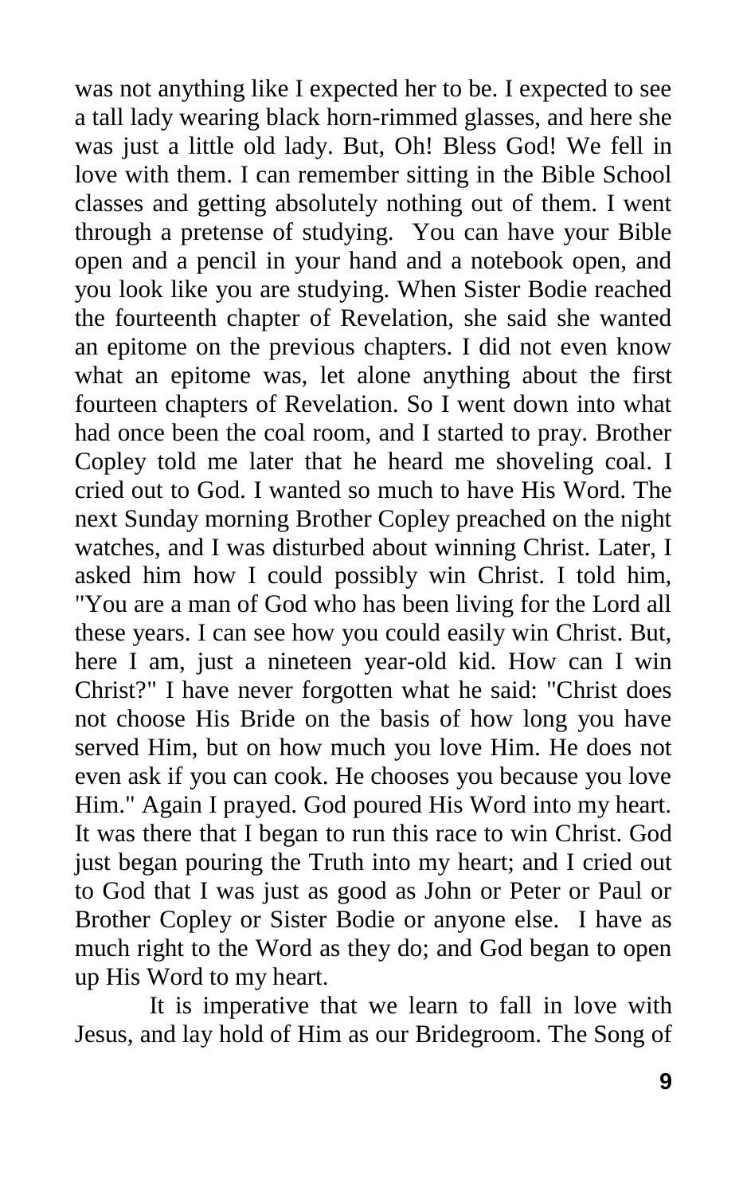was not anything like I expected her to be. I expected to see a tall lady wearing black horn-rimmed glasses, and here she was just a little old lady. But, Oh! Bless God! We fell in love with them. I can remember sitting in the Bible School classes and getting absolutely nothing out of them. I went through a pretense of studying. You can have your Bible open and a pencil in your hand and a notebook open, and you look like you are studying. When Sister Bodie reached the fourteenth chapter of Revelation, she said she wanted an epitome on the previous chapters. I did not even know what an epitome was, let alone anything about the first fourteen chapters of Revelation. So I went down into what had once been the coal room, and I started to pray. Brother Copley told me later that he heard me shoveling coal. I cried out to God. I wanted so much to have His Word. The next Sunday morning Brother Copley preached on the night watches, and I was disturbed about winning Christ. Later, I asked him how I could possibly win Christ. I told him, "You are a man of God who has been living for the Lord all these years. I can see how you could easily win Christ. But, here I am, just a nineteen year-old kid. How can I win Christ?" I have never forgotten what he said: "Christ does not choose His Bride on the basis of how long you have served Him, but on how much you love Him. He does not even ask if you can cook. He chooses you because you love Him." Again I prayed. God poured His Word into my heart. It was there that I began to run this race to win Christ. God just began pouring the Truth into my heart; and I cried out to God that I was just as good as John or Peter or Paul or Brother Copley or Sister Bodie or anyone else. I have as much right to the Word as they do; and God began to open up His Word to my heart.

It is imperative that we learn to fall in love with Jesus, and lay hold of Him as our Bridegroom. The Song of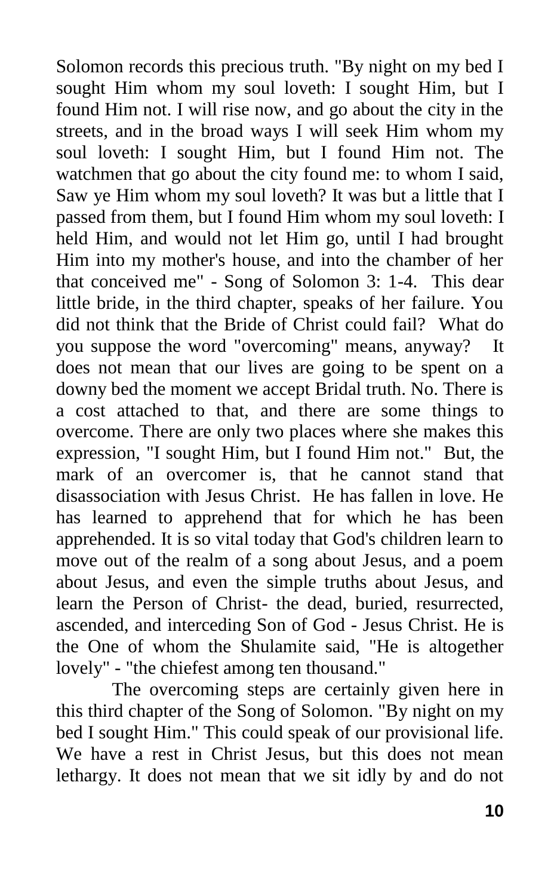Solomon records this precious truth. "By night on my bed I sought Him whom my soul loveth: I sought Him, but I found Him not. I will rise now, and go about the city in the streets, and in the broad ways I will seek Him whom my soul loveth: I sought Him, but I found Him not. The watchmen that go about the city found me: to whom I said, Saw ye Him whom my soul loveth? It was but a little that I passed from them, but I found Him whom my soul loveth: I held Him, and would not let Him go, until I had brought Him into my mother's house, and into the chamber of her that conceived me" - Song of Solomon 3: 1-4. This dear little bride, in the third chapter, speaks of her failure. You did not think that the Bride of Christ could fail? What do you suppose the word "overcoming" means, anyway? It does not mean that our lives are going to be spent on a downy bed the moment we accept Bridal truth. No. There is a cost attached to that, and there are some things to overcome. There are only two places where she makes this expression, "I sought Him, but I found Him not." But, the mark of an overcomer is, that he cannot stand that disassociation with Jesus Christ. He has fallen in love. He has learned to apprehend that for which he has been apprehended. It is so vital today that God's children learn to move out of the realm of a song about Jesus, and a poem about Jesus, and even the simple truths about Jesus, and learn the Person of Christ- the dead, buried, resurrected, ascended, and interceding Son of God - Jesus Christ. He is the One of whom the Shulamite said, "He is altogether lovely" - "the chiefest among ten thousand."

The overcoming steps are certainly given here in this third chapter of the Song of Solomon. "By night on my bed I sought Him." This could speak of our provisional life. We have a rest in Christ Jesus, but this does not mean lethargy. It does not mean that we sit idly by and do not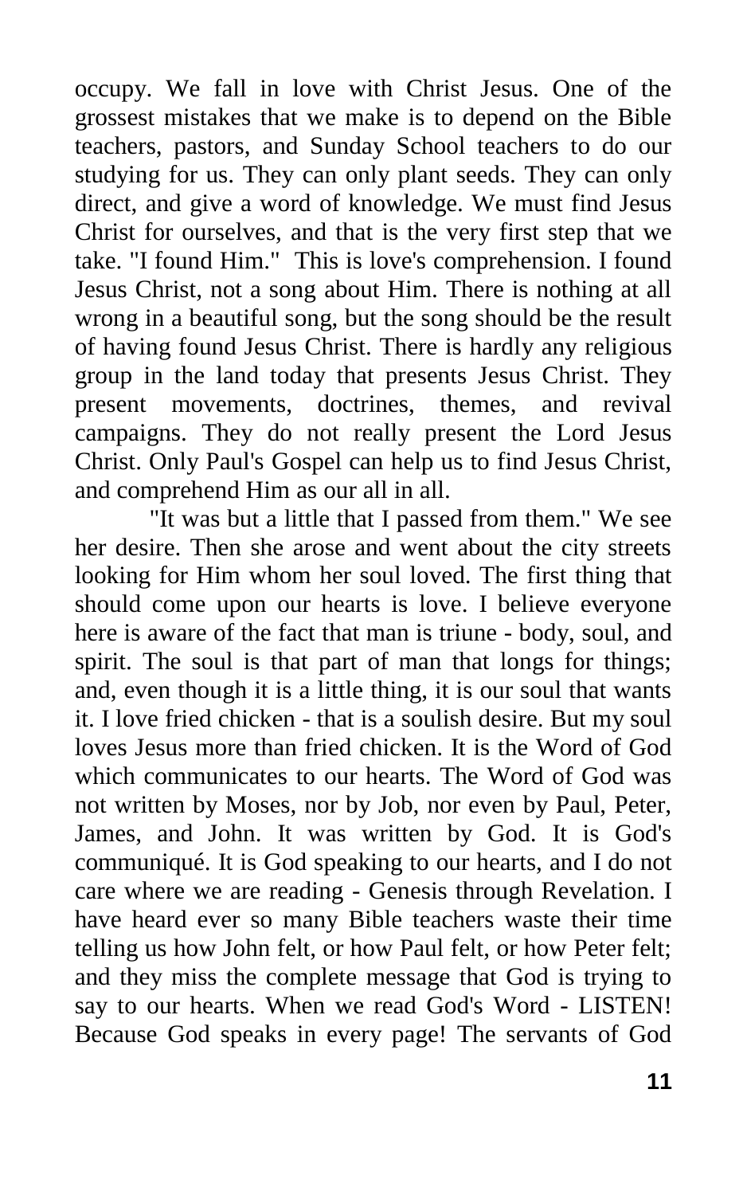occupy. We fall in love with Christ Jesus. One of the grossest mistakes that we make is to depend on the Bible teachers, pastors, and Sunday School teachers to do our studying for us. They can only plant seeds. They can only direct, and give a word of knowledge. We must find Jesus Christ for ourselves, and that is the very first step that we take. "I found Him." This is love's comprehension. I found Jesus Christ, not a song about Him. There is nothing at all wrong in a beautiful song, but the song should be the result of having found Jesus Christ. There is hardly any religious group in the land today that presents Jesus Christ. They present movements, doctrines, themes, and revival campaigns. They do not really present the Lord Jesus Christ. Only Paul's Gospel can help us to find Jesus Christ, and comprehend Him as our all in all.

"It was but a little that I passed from them." We see her desire. Then she arose and went about the city streets looking for Him whom her soul loved. The first thing that should come upon our hearts is love. I believe everyone here is aware of the fact that man is triune - body, soul, and spirit. The soul is that part of man that longs for things; and, even though it is a little thing, it is our soul that wants it. I love fried chicken - that is a soulish desire. But my soul loves Jesus more than fried chicken. It is the Word of God which communicates to our hearts. The Word of God was not written by Moses, nor by Job, nor even by Paul, Peter, James, and John. It was written by God. It is God's communiqué. It is God speaking to our hearts, and I do not care where we are reading - Genesis through Revelation. I have heard ever so many Bible teachers waste their time telling us how John felt, or how Paul felt, or how Peter felt; and they miss the complete message that God is trying to say to our hearts. When we read God's Word - LISTEN! Because God speaks in every page! The servants of God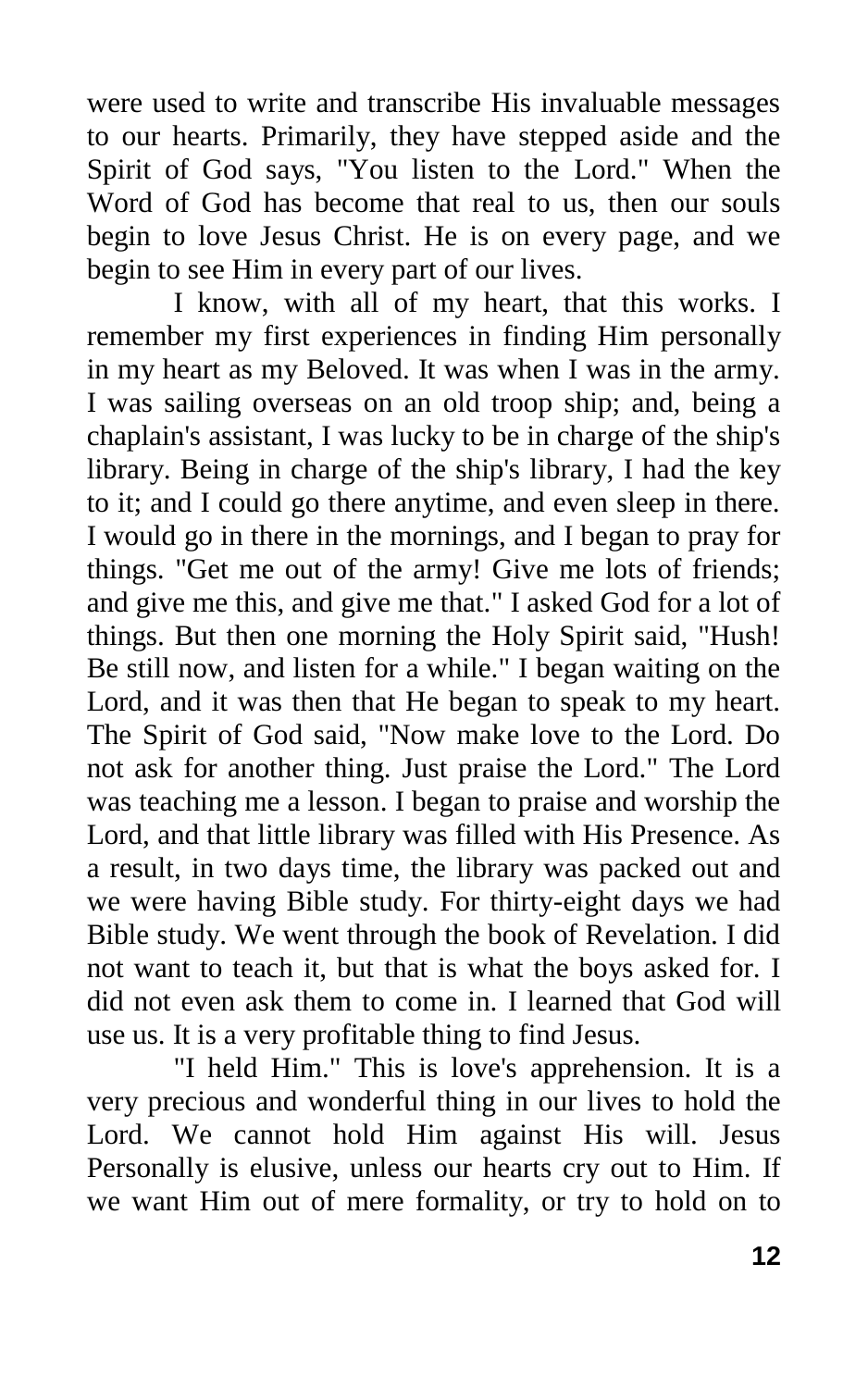were used to write and transcribe His invaluable messages to our hearts. Primarily, they have stepped aside and the Spirit of God says, "You listen to the Lord." When the Word of God has become that real to us, then our souls begin to love Jesus Christ. He is on every page, and we begin to see Him in every part of our lives.

I know, with all of my heart, that this works. I remember my first experiences in finding Him personally in my heart as my Beloved. It was when I was in the army. I was sailing overseas on an old troop ship; and, being a chaplain's assistant, I was lucky to be in charge of the ship's library. Being in charge of the ship's library, I had the key to it; and I could go there anytime, and even sleep in there. I would go in there in the mornings, and I began to pray for things. "Get me out of the army! Give me lots of friends; and give me this, and give me that." I asked God for a lot of things. But then one morning the Holy Spirit said, "Hush! Be still now, and listen for a while." I began waiting on the Lord, and it was then that He began to speak to my heart. The Spirit of God said, "Now make love to the Lord. Do not ask for another thing. Just praise the Lord." The Lord was teaching me a lesson. I began to praise and worship the Lord, and that little library was filled with His Presence. As a result, in two days time, the library was packed out and we were having Bible study. For thirty-eight days we had Bible study. We went through the book of Revelation. I did not want to teach it, but that is what the boys asked for. I did not even ask them to come in. I learned that God will use us. It is a very profitable thing to find Jesus.

"I held Him." This is love's apprehension. It is a very precious and wonderful thing in our lives to hold the Lord. We cannot hold Him against His will. Jesus Personally is elusive, unless our hearts cry out to Him. If we want Him out of mere formality, or try to hold on to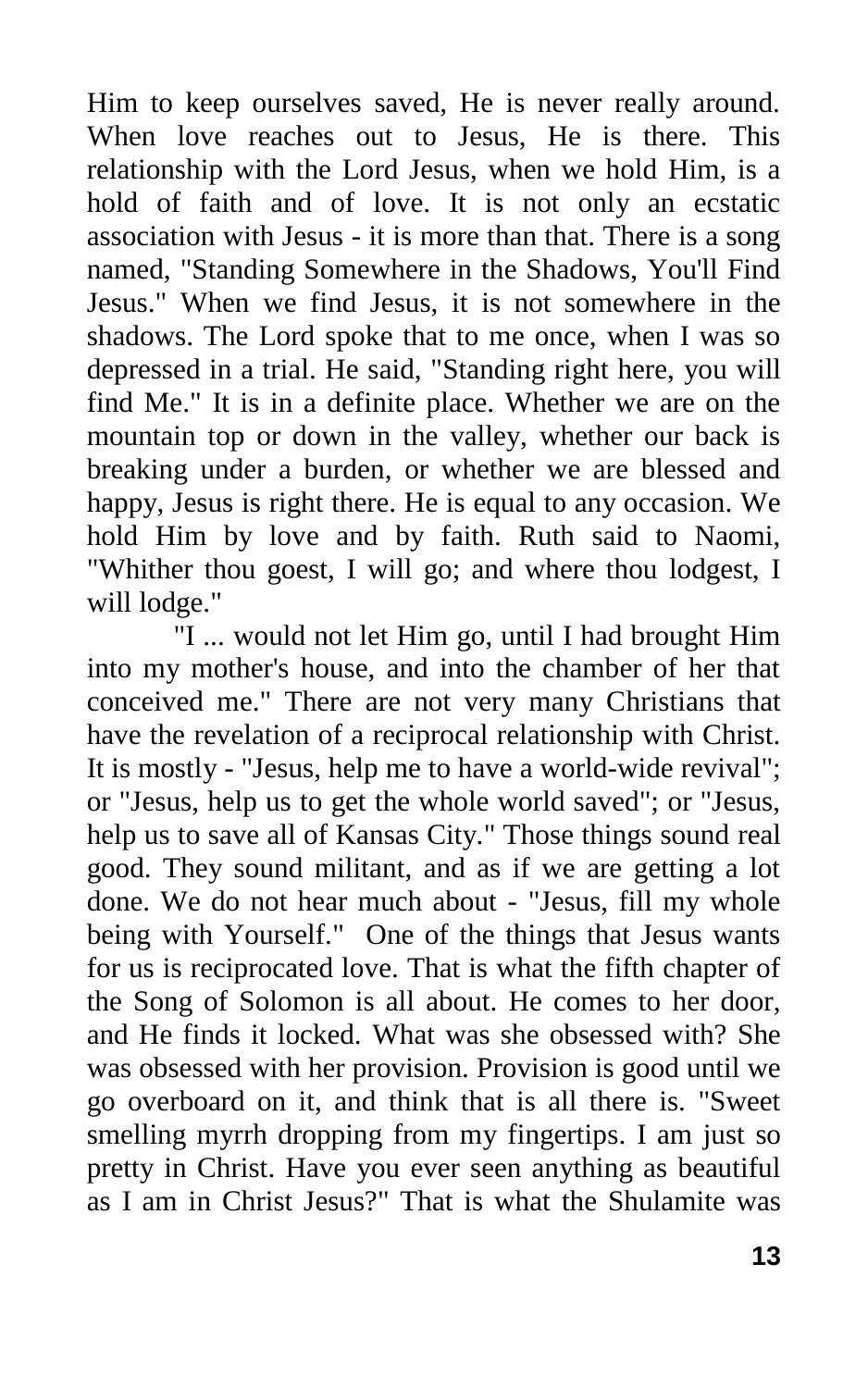Him to keep ourselves saved, He is never really around. When love reaches out to Jesus, He is there. This relationship with the Lord Jesus, when we hold Him, is a hold of faith and of love. It is not only an ecstatic association with Jesus - it is more than that. There is a song named, "Standing Somewhere in the Shadows, You'll Find Jesus." When we find Jesus, it is not somewhere in the shadows. The Lord spoke that to me once, when I was so depressed in a trial. He said, "Standing right here, you will find Me." It is in a definite place. Whether we are on the mountain top or down in the valley, whether our back is breaking under a burden, or whether we are blessed and happy, Jesus is right there. He is equal to any occasion. We hold Him by love and by faith. Ruth said to Naomi, "Whither thou goest, I will go; and where thou lodgest, I will lodge."

"I ... would not let Him go, until I had brought Him into my mother's house, and into the chamber of her that conceived me." There are not very many Christians that have the revelation of a reciprocal relationship with Christ. It is mostly - "Jesus, help me to have a world-wide revival"; or "Jesus, help us to get the whole world saved"; or "Jesus, help us to save all of Kansas City." Those things sound real good. They sound militant, and as if we are getting a lot done. We do not hear much about - "Jesus, fill my whole being with Yourself." One of the things that Jesus wants for us is reciprocated love. That is what the fifth chapter of the Song of Solomon is all about. He comes to her door, and He finds it locked. What was she obsessed with? She was obsessed with her provision. Provision is good until we go overboard on it, and think that is all there is. "Sweet smelling myrrh dropping from my fingertips. I am just so pretty in Christ. Have you ever seen anything as beautiful as I am in Christ Jesus?" That is what the Shulamite was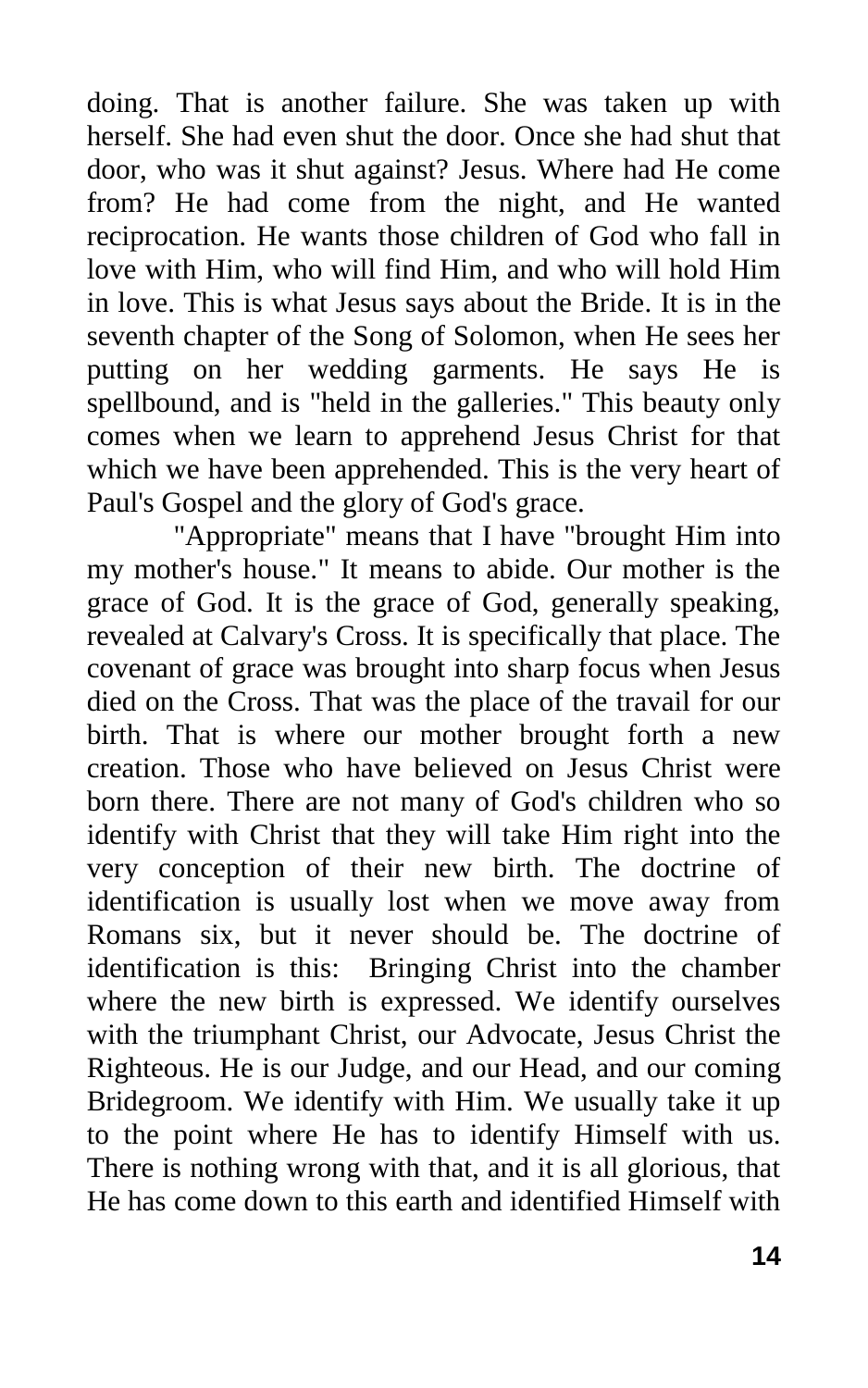doing. That is another failure. She was taken up with herself. She had even shut the door. Once she had shut that door, who was it shut against? Jesus. Where had He come from? He had come from the night, and He wanted reciprocation. He wants those children of God who fall in love with Him, who will find Him, and who will hold Him in love. This is what Jesus says about the Bride. It is in the seventh chapter of the Song of Solomon, when He sees her putting on her wedding garments. He says He is spellbound, and is "held in the galleries." This beauty only comes when we learn to apprehend Jesus Christ for that which we have been apprehended. This is the very heart of Paul's Gospel and the glory of God's grace.

"Appropriate" means that I have "brought Him into my mother's house." It means to abide. Our mother is the grace of God. It is the grace of God, generally speaking, revealed at Calvary's Cross. It is specifically that place. The covenant of grace was brought into sharp focus when Jesus died on the Cross. That was the place of the travail for our birth. That is where our mother brought forth a new creation. Those who have believed on Jesus Christ were born there. There are not many of God's children who so identify with Christ that they will take Him right into the very conception of their new birth. The doctrine of identification is usually lost when we move away from Romans six, but it never should be. The doctrine of identification is this: Bringing Christ into the chamber where the new birth is expressed. We identify ourselves with the triumphant Christ, our Advocate, Jesus Christ the Righteous. He is our Judge, and our Head, and our coming Bridegroom. We identify with Him. We usually take it up to the point where He has to identify Himself with us. There is nothing wrong with that, and it is all glorious, that He has come down to this earth and identified Himself with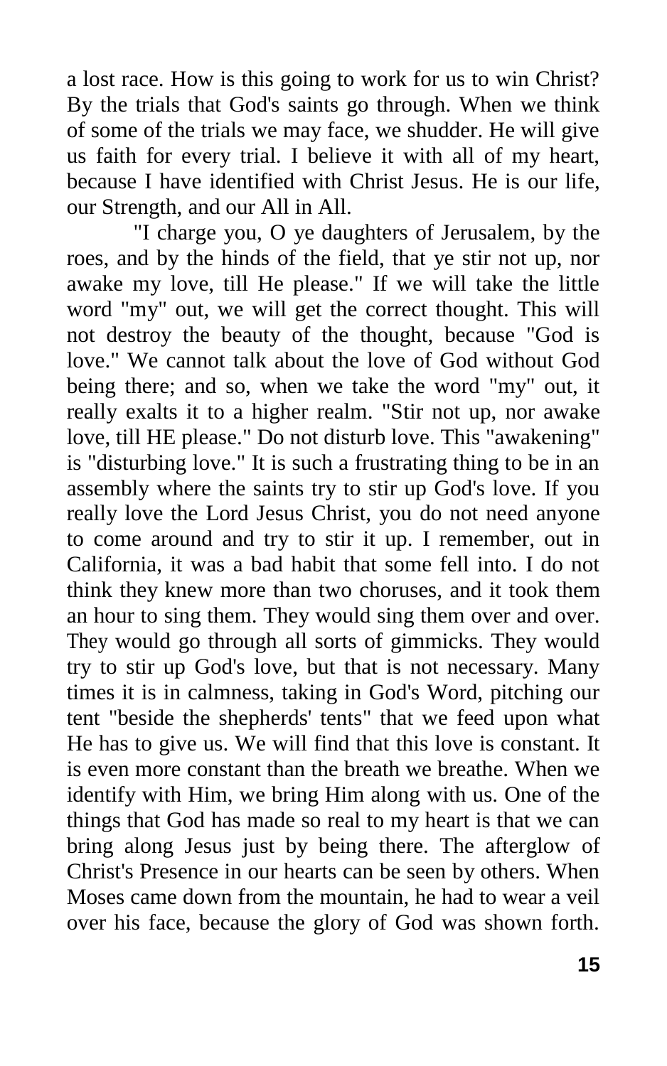a lost race. How is this going to work for us to win Christ? By the trials that God's saints go through. When we think of some of the trials we may face, we shudder. He will give us faith for every trial. I believe it with all of my heart, because I have identified with Christ Jesus. He is our life, our Strength, and our All in All.

"I charge you, O ye daughters of Jerusalem, by the roes, and by the hinds of the field, that ye stir not up, nor awake my love, till He please." If we will take the little word "my" out, we will get the correct thought. This will not destroy the beauty of the thought, because "God is love." We cannot talk about the love of God without God being there; and so, when we take the word "my" out, it really exalts it to a higher realm. "Stir not up, nor awake love, till HE please." Do not disturb love. This "awakening" is "disturbing love." It is such a frustrating thing to be in an assembly where the saints try to stir up God's love. If you really love the Lord Jesus Christ, you do not need anyone to come around and try to stir it up. I remember, out in California, it was a bad habit that some fell into. I do not think they knew more than two choruses, and it took them an hour to sing them. They would sing them over and over. They would go through all sorts of gimmicks. They would try to stir up God's love, but that is not necessary. Many times it is in calmness, taking in God's Word, pitching our tent "beside the shepherds' tents" that we feed upon what He has to give us. We will find that this love is constant. It is even more constant than the breath we breathe. When we identify with Him, we bring Him along with us. One of the things that God has made so real to my heart is that we can bring along Jesus just by being there. The afterglow of Christ's Presence in our hearts can be seen by others. When Moses came down from the mountain, he had to wear a veil over his face, because the glory of God was shown forth.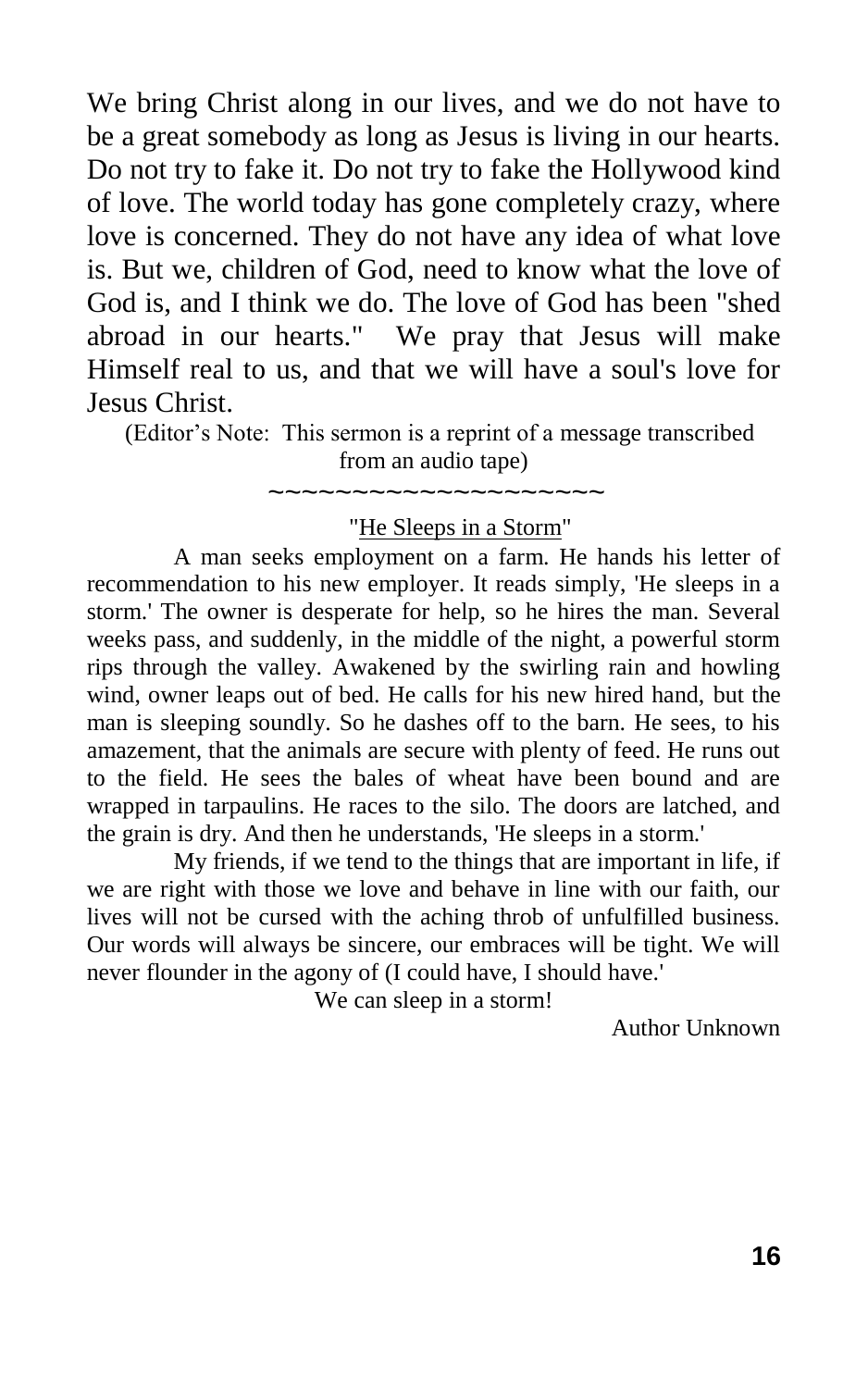We bring Christ along in our lives, and we do not have to be a great somebody as long as Jesus is living in our hearts. Do not try to fake it. Do not try to fake the Hollywood kind of love. The world today has gone completely crazy, where love is concerned. They do not have any idea of what love is. But we, children of God, need to know what the love of God is, and I think we do. The love of God has been "shed abroad in our hearts." We pray that Jesus will make Himself real to us, and that we will have a soul's love for Jesus Christ.

(Editor's Note: This sermon is a reprint of a message transcribed from an audio tape)

~~~~~~~~~~~~~~~~~~~~

"He Sleeps in a Storm"

A man seeks employment on a farm. He hands his letter of recommendation to his new employer. It reads simply, 'He sleeps in a storm.' The owner is desperate for help, so he hires the man. Several weeks pass, and suddenly, in the middle of the night, a powerful storm rips through the valley. Awakened by the swirling rain and howling wind, owner leaps out of bed. He calls for his new hired hand, but the man is sleeping soundly. So he dashes off to the barn. He sees, to his amazement, that the animals are secure with plenty of feed. He runs out to the field. He sees the bales of wheat have been bound and are wrapped in tarpaulins. He races to the silo. The doors are latched, and the grain is dry. And then he understands, 'He sleeps in a storm.'

My friends, if we tend to the things that are important in life, if we are right with those we love and behave in line with our faith, our lives will not be cursed with the aching throb of unfulfilled business. Our words will always be sincere, our embraces will be tight. We will never flounder in the agony of (I could have, I should have.'

We can sleep in a storm!

Author Unknown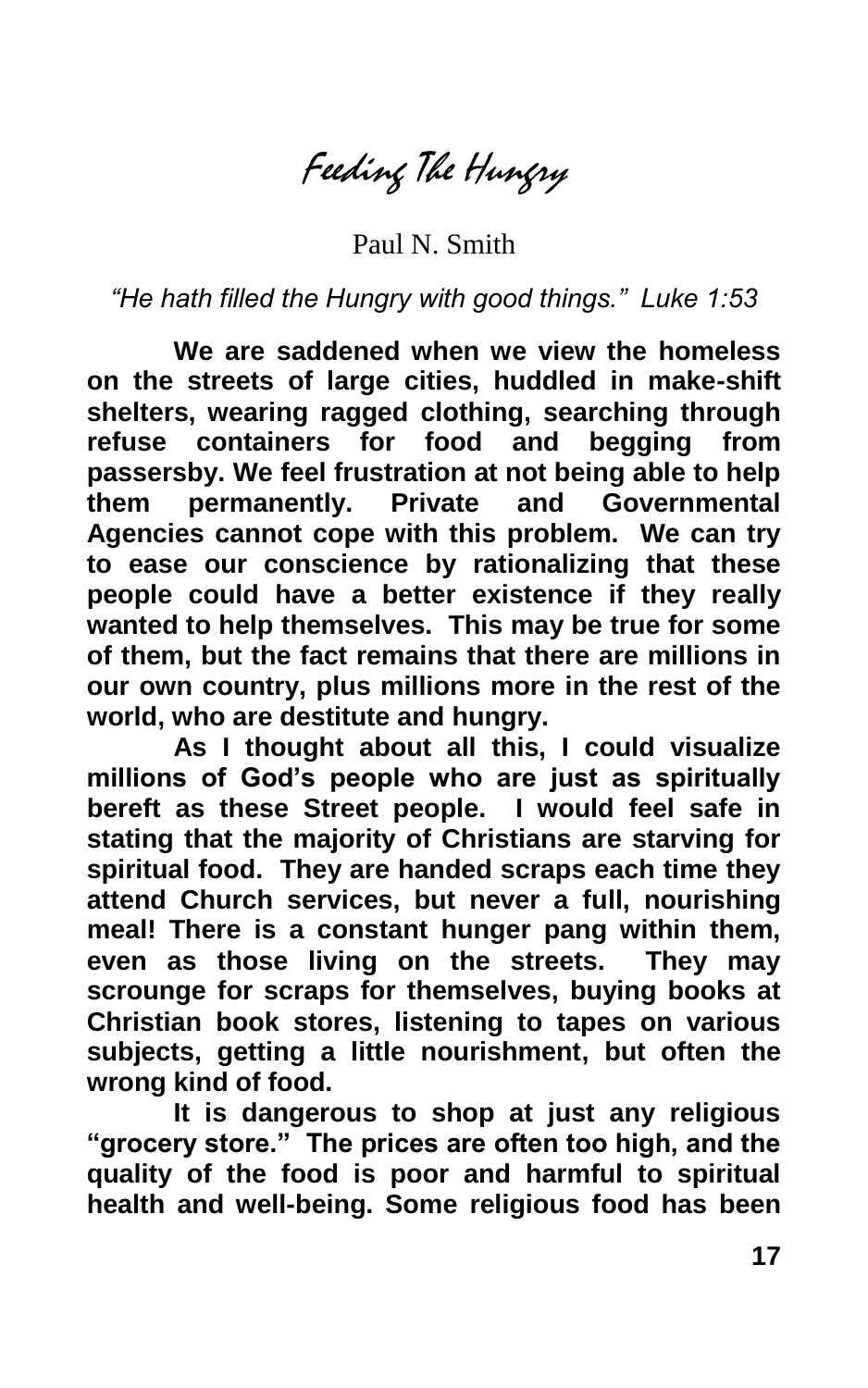# Feeding The Hungry

Paul N. Smith

*"He hath filled the Hungry with good things." Luke 1:53*

**We are saddened when we view the homeless on the streets of large cities, huddled in make-shift shelters, wearing ragged clothing, searching through refuse containers for food and begging from passersby. We feel frustration at not being able to help them permanently. Private and Governmental Agencies cannot cope with this problem. We can try to ease our conscience by rationalizing that these people could have a better existence if they really wanted to help themselves. This may be true for some of them, but the fact remains that there are millions in our own country, plus millions more in the rest of the world, who are destitute and hungry.**

**As I thought about all this, I could visualize millions of God's people who are just as spiritually bereft as these Street people. I would feel safe in stating that the majority of Christians are starving for spiritual food. They are handed scraps each time they attend Church services, but never a full, nourishing meal! There is a constant hunger pang within them, even as those living on the streets. They may scrounge for scraps for themselves, buying books at Christian book stores, listening to tapes on various subjects, getting a little nourishment, but often the wrong kind of food.**

**It is dangerous to shop at just any religious "grocery store." The prices are often too high, and the quality of the food is poor and harmful to spiritual health and well-being. Some religious food has been**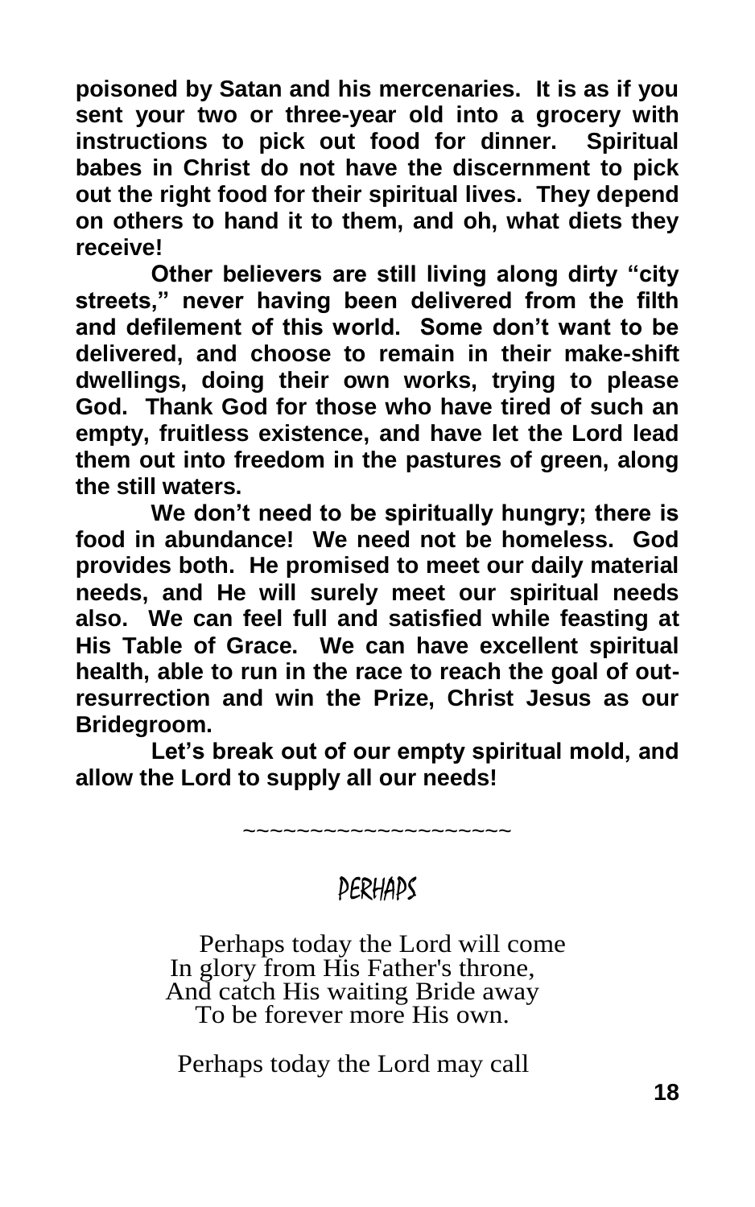**poisoned by Satan and his mercenaries. It is as if you sent your two or three-year old into a grocery with instructions to pick out food for dinner. Spiritual babes in Christ do not have the discernment to pick out the right food for their spiritual lives. They depend on others to hand it to them, and oh, what diets they receive!**

**Other believers are still living along dirty "city streets," never having been delivered from the filth and defilement of this world. Some don't want to be delivered, and choose to remain in their make-shift dwellings, doing their own works, trying to please God. Thank God for those who have tired of such an empty, fruitless existence, and have let the Lord lead them out into freedom in the pastures of green, along the still waters.**

**We don't need to be spiritually hungry; there is food in abundance! We need not be homeless. God provides both. He promised to meet our daily material needs, and He will surely meet our spiritual needs also. We can feel full and satisfied while feasting at His Table of Grace. We can have excellent spiritual health, able to run in the race to reach the goal of out-resurrection and win the Prize, Christ Jesus as our Bridegroom.**

**Let's break out of our empty spiritual mold, and allow the Lord to supply all our needs!**

~~~~~~~~~~~~~~~~~~~~

## PERHAPS

Perhaps today the Lord will come
In glory from His Father's throne,
And catch His waiting Bride away
To be forever more His own.

Perhaps today the Lord may call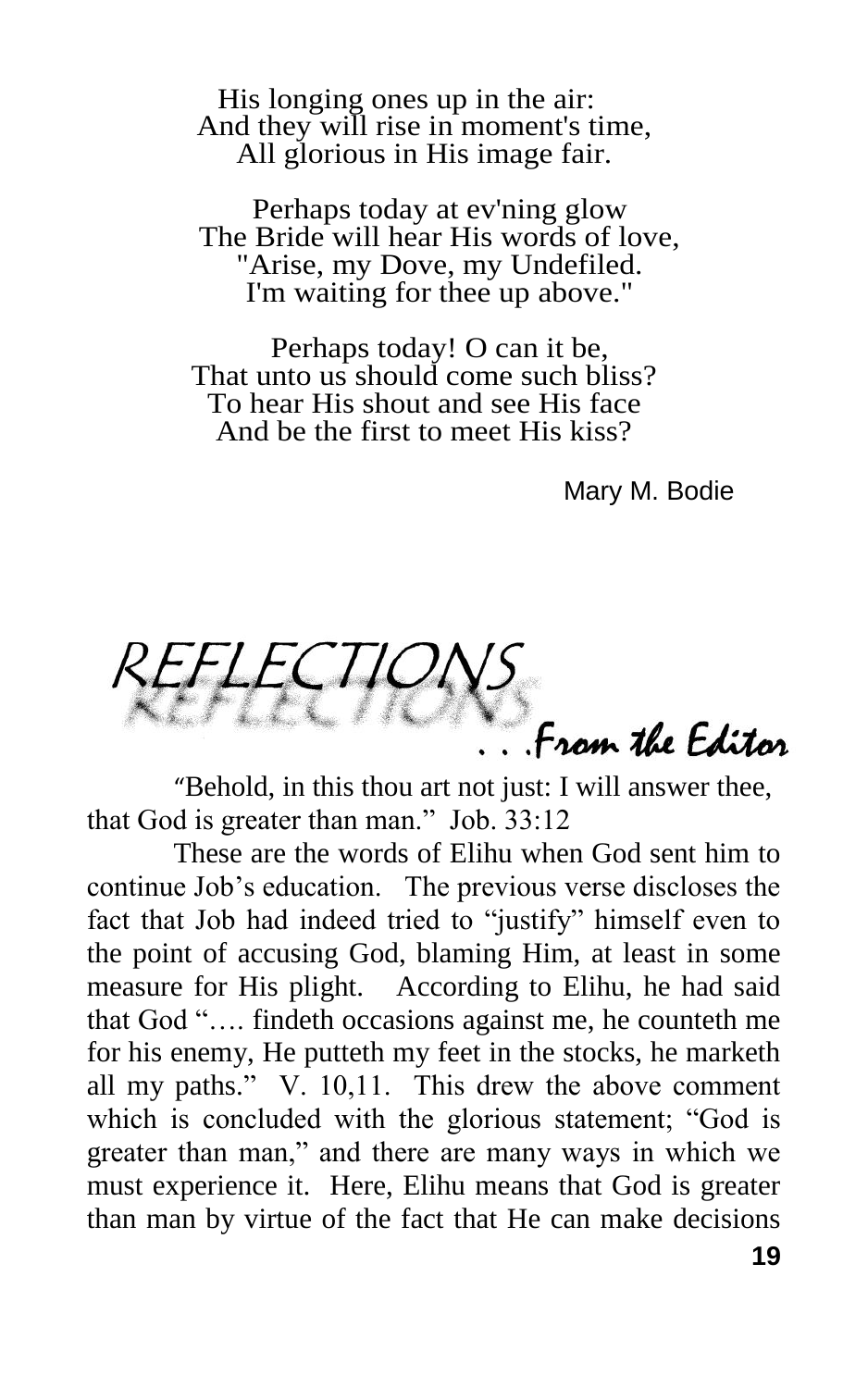His longing ones up in the air:
And they will rise in moment's time,
All glorious in His image fair.

Perhaps today at ev'ning glow
The Bride will hear His words of love,
"Arise, my Dove, my Undefiled.
I'm waiting for thee up above."

Perhaps today! O can it be,
That unto us should come such bliss?
To hear His shout and see His face
And be the first to meet His kiss?

Mary M. Bodie

# REFLECTIONS . . . From the Editor

"Behold, in this thou art not just: I will answer thee, that God is greater than man." Job. 33:12

These are the words of Elihu when God sent him to continue Job's education. The previous verse discloses the fact that Job had indeed tried to "justify" himself even to the point of accusing God, blaming Him, at least in some measure for His plight. According to Elihu, he had said that God "…. findeth occasions against me, he counteth me for his enemy, He putteth my feet in the stocks, he marketh all my paths." V. 10,11. This drew the above comment which is concluded with the glorious statement; "God is greater than man," and there are many ways in which we must experience it. Here, Elihu means that God is greater than man by virtue of the fact that He can make decisions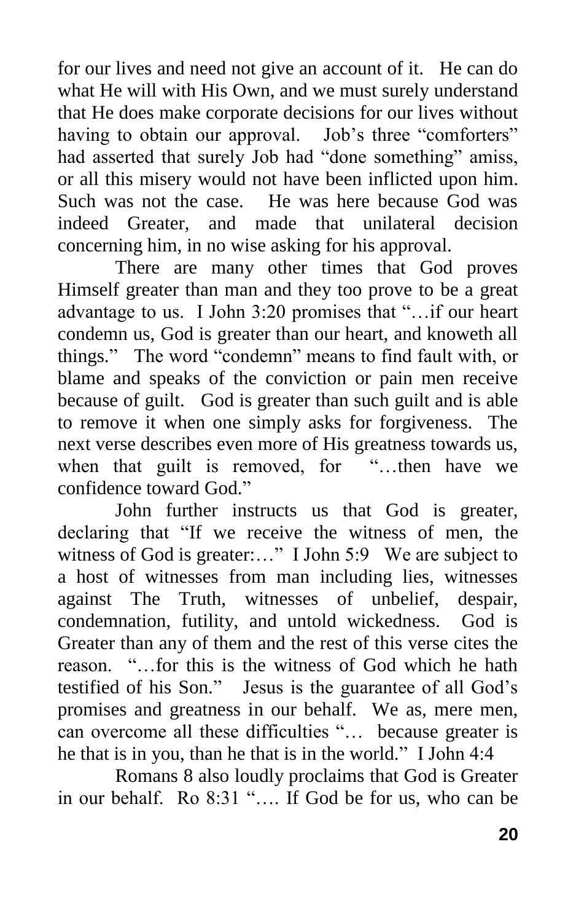for our lives and need not give an account of it. He can do what He will with His Own, and we must surely understand that He does make corporate decisions for our lives without having to obtain our approval. Job's three "comforters" had asserted that surely Job had "done something" amiss, or all this misery would not have been inflicted upon him. Such was not the case. He was here because God was indeed Greater, and made that unilateral decision concerning him, in no wise asking for his approval.

There are many other times that God proves Himself greater than man and they too prove to be a great advantage to us. I John 3:20 promises that "…if our heart condemn us, God is greater than our heart, and knoweth all things." The word "condemn" means to find fault with, or blame and speaks of the conviction or pain men receive because of guilt. God is greater than such guilt and is able to remove it when one simply asks for forgiveness. The next verse describes even more of His greatness towards us, when that guilt is removed, for "…then have we confidence toward God."

John further instructs us that God is greater, declaring that "If we receive the witness of men, the witness of God is greater:…" I John 5:9 We are subject to a host of witnesses from man including lies, witnesses against The Truth, witnesses of unbelief, despair, condemnation, futility, and untold wickedness. God is Greater than any of them and the rest of this verse cites the reason. "…for this is the witness of God which he hath testified of his Son." Jesus is the guarantee of all God's promises and greatness in our behalf. We as, mere men, can overcome all these difficulties "… because greater is he that is in you, than he that is in the world." I John 4:4

Romans 8 also loudly proclaims that God is Greater in our behalf. Ro 8:31 "…. If God be for us, who can be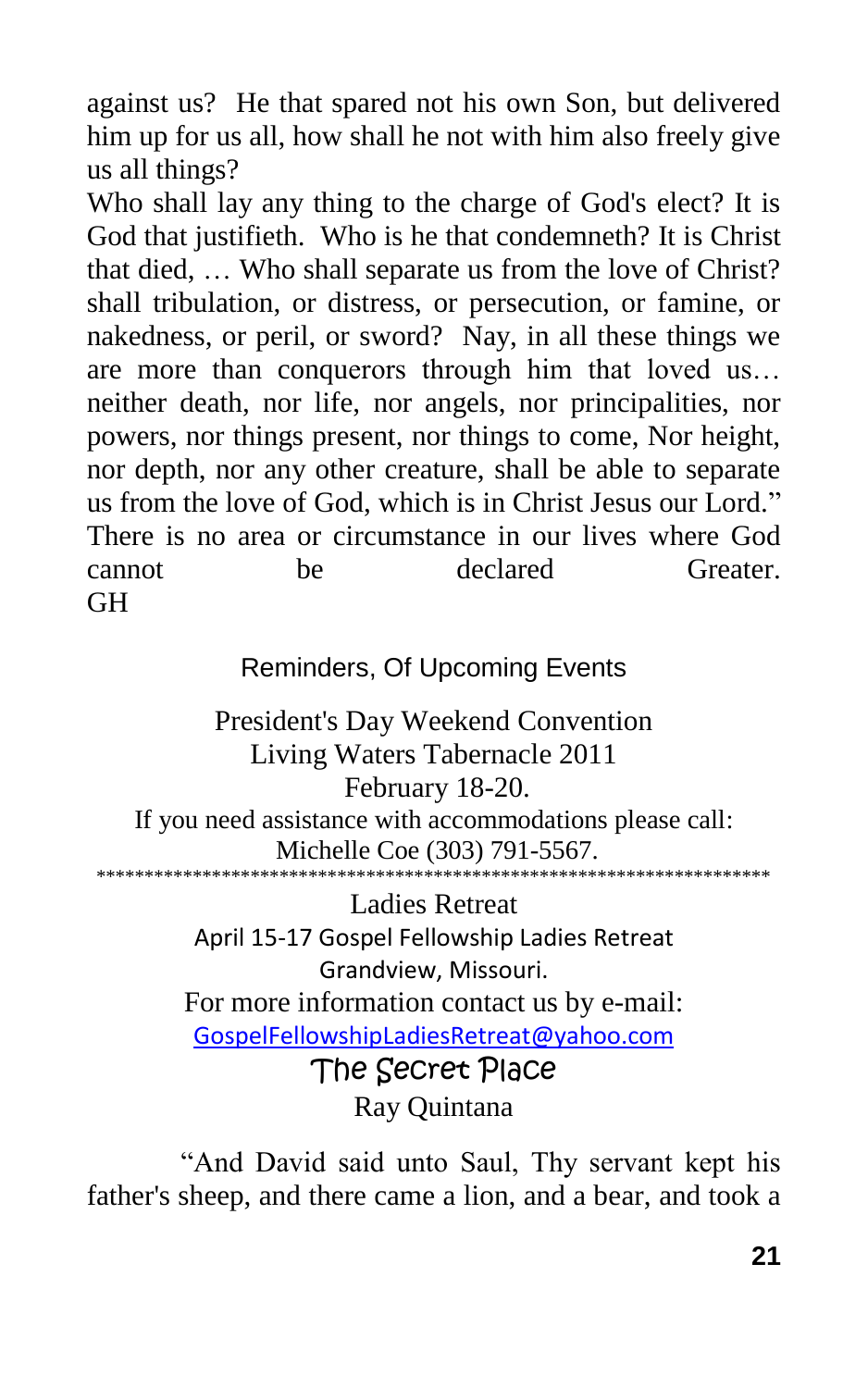against us? He that spared not his own Son, but delivered him up for us all, how shall he not with him also freely give us all things?

Who shall lay any thing to the charge of God's elect? It is God that justifieth. Who is he that condemneth? It is Christ that died, … Who shall separate us from the love of Christ? shall tribulation, or distress, or persecution, or famine, or nakedness, or peril, or sword? Nay, in all these things we are more than conquerors through him that loved us… neither death, nor life, nor angels, nor principalities, nor powers, nor things present, nor things to come, Nor height, nor depth, nor any other creature, shall be able to separate us from the love of God, which is in Christ Jesus our Lord." There is no area or circumstance in our lives where God cannot be declared Greater.
GH

## Reminders, Of Upcoming Events

President's Day Weekend Convention
Living Waters Tabernacle 2011
February 18-20.
If you need assistance with accommodations please call:
Michelle Coe (303) 791-5567.

***********************************************************************

Ladies Retreat
April 15-17 Gospel Fellowship Ladies Retreat
Grandview, Missouri.
For more information contact us by e-mail:
GospelFellowshipLadiesRetreat@yahoo.com

## The Secret Place

Ray Quintana

"And David said unto Saul, Thy servant kept his father's sheep, and there came a lion, and a bear, and took a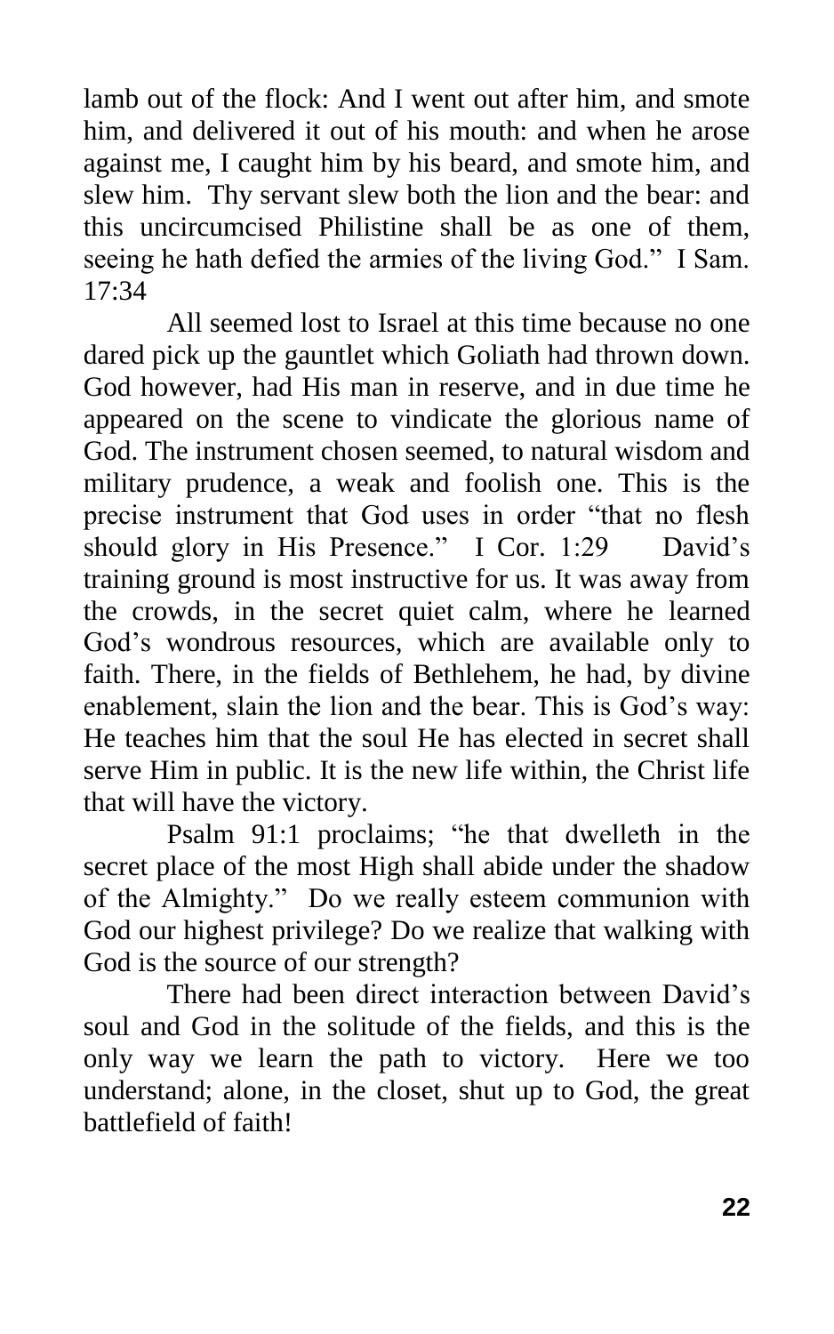lamb out of the flock: And I went out after him, and smote him, and delivered it out of his mouth: and when he arose against me, I caught him by his beard, and smote him, and slew him. Thy servant slew both the lion and the bear: and this uncircumcised Philistine shall be as one of them, seeing he hath defied the armies of the living God." I Sam. 17:34

All seemed lost to Israel at this time because no one dared pick up the gauntlet which Goliath had thrown down. God however, had His man in reserve, and in due time he appeared on the scene to vindicate the glorious name of God. The instrument chosen seemed, to natural wisdom and military prudence, a weak and foolish one. This is the precise instrument that God uses in order "that no flesh should glory in His Presence." I Cor. 1:29 David's training ground is most instructive for us. It was away from the crowds, in the secret quiet calm, where he learned God's wondrous resources, which are available only to faith. There, in the fields of Bethlehem, he had, by divine enablement, slain the lion and the bear. This is God's way: He teaches him that the soul He has elected in secret shall serve Him in public. It is the new life within, the Christ life that will have the victory.

Psalm 91:1 proclaims; "he that dwelleth in the secret place of the most High shall abide under the shadow of the Almighty." Do we really esteem communion with God our highest privilege? Do we realize that walking with God is the source of our strength?

There had been direct interaction between David's soul and God in the solitude of the fields, and this is the only way we learn the path to victory. Here we too understand; alone, in the closet, shut up to God, the great battlefield of faith!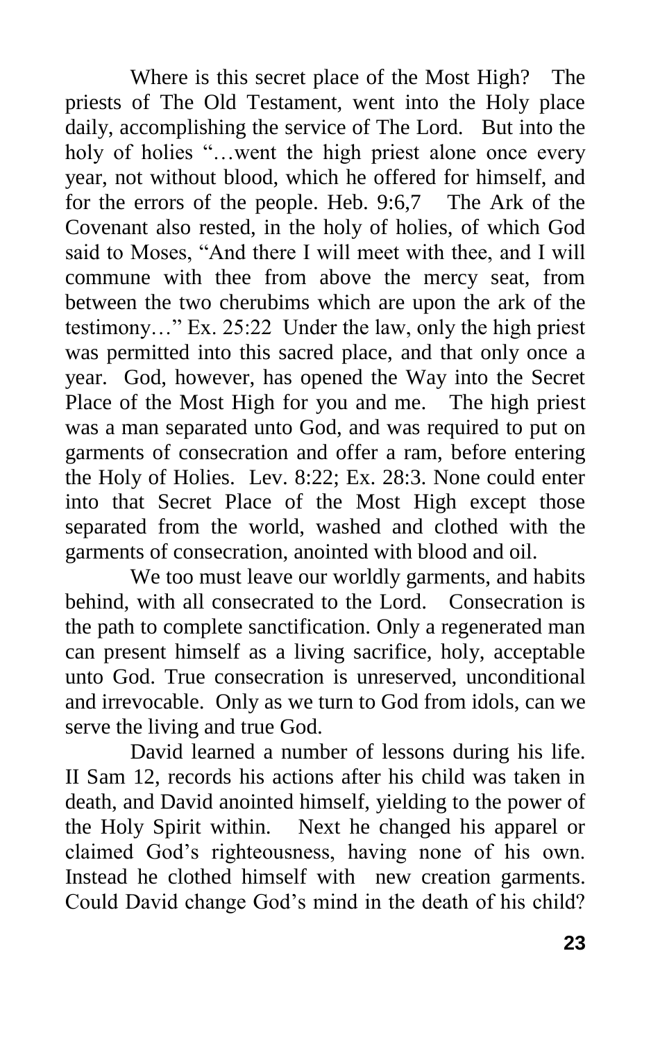Where is this secret place of the Most High? The priests of The Old Testament, went into the Holy place daily, accomplishing the service of The Lord. But into the holy of holies "…went the high priest alone once every year, not without blood, which he offered for himself, and for the errors of the people. Heb. 9:6,7 The Ark of the Covenant also rested, in the holy of holies, of which God said to Moses, "And there I will meet with thee, and I will commune with thee from above the mercy seat, from between the two cherubims which are upon the ark of the testimony…" Ex. 25:22 Under the law, only the high priest was permitted into this sacred place, and that only once a year. God, however, has opened the Way into the Secret Place of the Most High for you and me. The high priest was a man separated unto God, and was required to put on garments of consecration and offer a ram, before entering the Holy of Holies. Lev. 8:22; Ex. 28:3. None could enter into that Secret Place of the Most High except those separated from the world, washed and clothed with the garments of consecration, anointed with blood and oil.

We too must leave our worldly garments, and habits behind, with all consecrated to the Lord. Consecration is the path to complete sanctification. Only a regenerated man can present himself as a living sacrifice, holy, acceptable unto God. True consecration is unreserved, unconditional and irrevocable. Only as we turn to God from idols, can we serve the living and true God.

David learned a number of lessons during his life. II Sam 12, records his actions after his child was taken in death, and David anointed himself, yielding to the power of the Holy Spirit within. Next he changed his apparel or claimed God's righteousness, having none of his own. Instead he clothed himself with new creation garments. Could David change God's mind in the death of his child?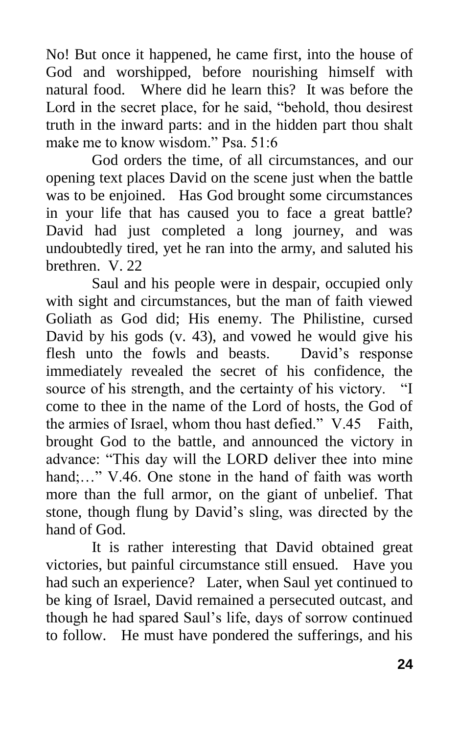No! But once it happened, he came first, into the house of God and worshipped, before nourishing himself with natural food. Where did he learn this? It was before the Lord in the secret place, for he said, "behold, thou desirest truth in the inward parts: and in the hidden part thou shalt make me to know wisdom." Psa. 51:6

God orders the time, of all circumstances, and our opening text places David on the scene just when the battle was to be enjoined. Has God brought some circumstances in your life that has caused you to face a great battle? David had just completed a long journey, and was undoubtedly tired, yet he ran into the army, and saluted his brethren. V. 22

Saul and his people were in despair, occupied only with sight and circumstances, but the man of faith viewed Goliath as God did; His enemy. The Philistine, cursed David by his gods (v. 43), and vowed he would give his flesh unto the fowls and beasts. David's response immediately revealed the secret of his confidence, the source of his strength, and the certainty of his victory. "I come to thee in the name of the Lord of hosts, the God of the armies of Israel, whom thou hast defied." V.45 Faith, brought God to the battle, and announced the victory in advance: "This day will the LORD deliver thee into mine hand;…" V.46. One stone in the hand of faith was worth more than the full armor, on the giant of unbelief. That stone, though flung by David's sling, was directed by the hand of God.

It is rather interesting that David obtained great victories, but painful circumstance still ensued. Have you had such an experience? Later, when Saul yet continued to be king of Israel, David remained a persecuted outcast, and though he had spared Saul's life, days of sorrow continued to follow. He must have pondered the sufferings, and his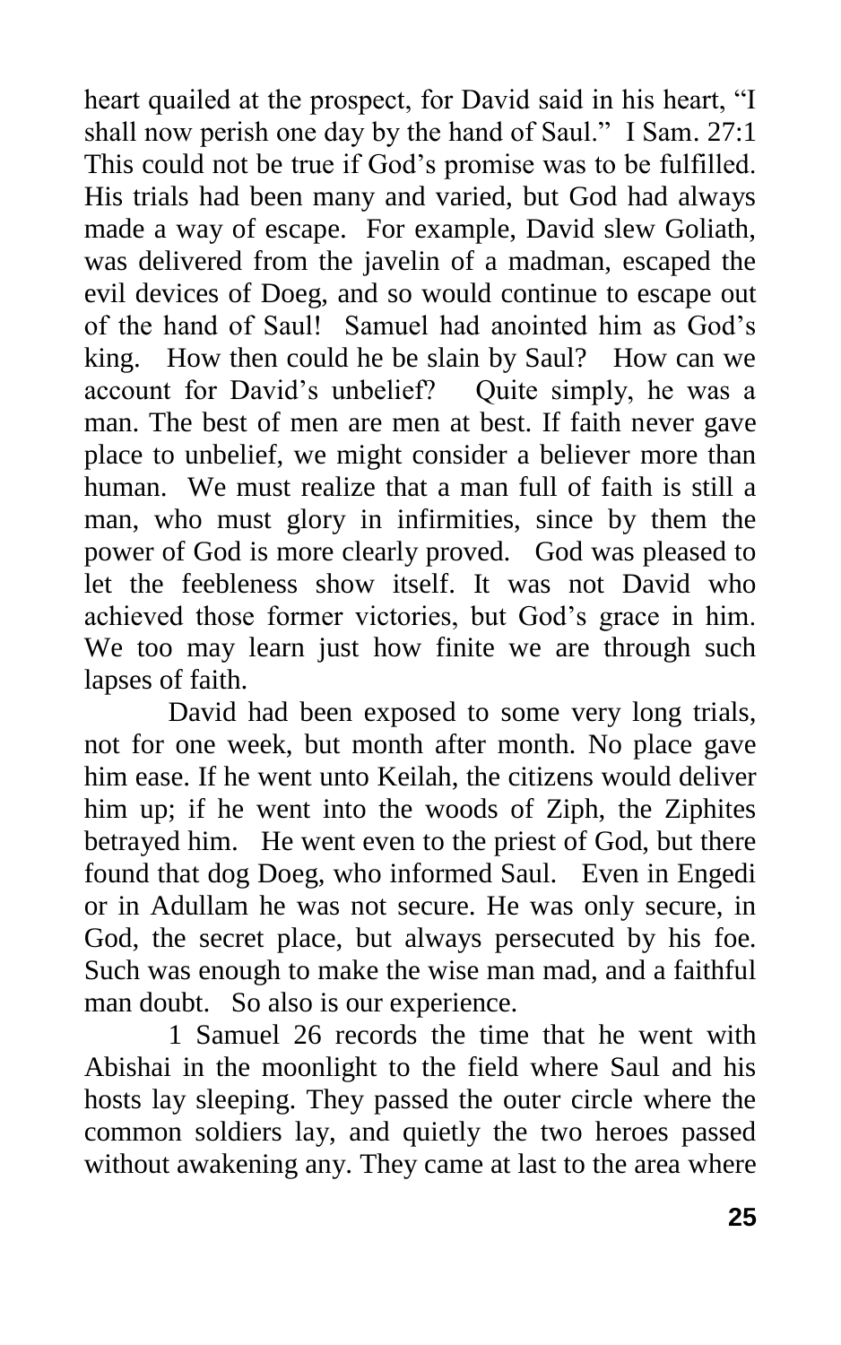heart quailed at the prospect, for David said in his heart, "I shall now perish one day by the hand of Saul." I Sam. 27:1 This could not be true if God's promise was to be fulfilled. His trials had been many and varied, but God had always made a way of escape. For example, David slew Goliath, was delivered from the javelin of a madman, escaped the evil devices of Doeg, and so would continue to escape out of the hand of Saul! Samuel had anointed him as God's king. How then could he be slain by Saul? How can we account for David's unbelief? Quite simply, he was a man. The best of men are men at best. If faith never gave place to unbelief, we might consider a believer more than human. We must realize that a man full of faith is still a man, who must glory in infirmities, since by them the power of God is more clearly proved. God was pleased to let the feebleness show itself. It was not David who achieved those former victories, but God's grace in him. We too may learn just how finite we are through such lapses of faith.

David had been exposed to some very long trials, not for one week, but month after month. No place gave him ease. If he went unto Keilah, the citizens would deliver him up; if he went into the woods of Ziph, the Ziphites betrayed him. He went even to the priest of God, but there found that dog Doeg, who informed Saul. Even in Engedi or in Adullam he was not secure. He was only secure, in God, the secret place, but always persecuted by his foe. Such was enough to make the wise man mad, and a faithful man doubt. So also is our experience.

1 Samuel 26 records the time that he went with Abishai in the moonlight to the field where Saul and his hosts lay sleeping. They passed the outer circle where the common soldiers lay, and quietly the two heroes passed without awakening any. They came at last to the area where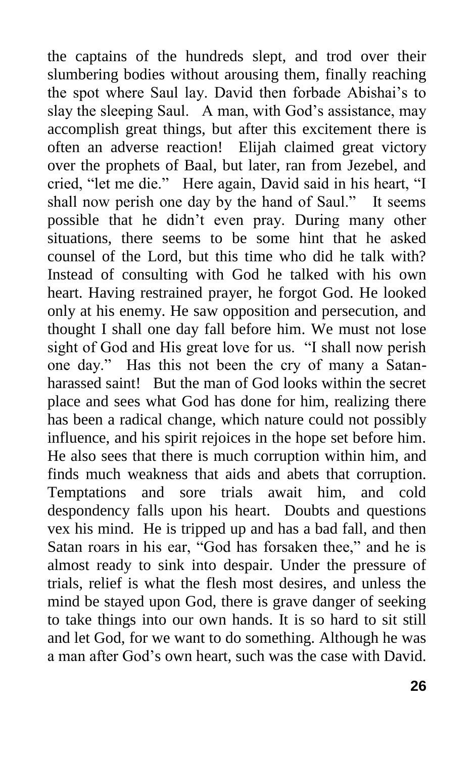the captains of the hundreds slept, and trod over their slumbering bodies without arousing them, finally reaching the spot where Saul lay. David then forbade Abishai's to slay the sleeping Saul. A man, with God's assistance, may accomplish great things, but after this excitement there is often an adverse reaction! Elijah claimed great victory over the prophets of Baal, but later, ran from Jezebel, and cried, "let me die." Here again, David said in his heart, "I shall now perish one day by the hand of Saul." It seems possible that he didn't even pray. During many other situations, there seems to be some hint that he asked counsel of the Lord, but this time who did he talk with? Instead of consulting with God he talked with his own heart. Having restrained prayer, he forgot God. He looked only at his enemy. He saw opposition and persecution, and thought I shall one day fall before him. We must not lose sight of God and His great love for us. "I shall now perish one day." Has this not been the cry of many a Satan-harassed saint! But the man of God looks within the secret place and sees what God has done for him, realizing there has been a radical change, which nature could not possibly influence, and his spirit rejoices in the hope set before him. He also sees that there is much corruption within him, and finds much weakness that aids and abets that corruption. Temptations and sore trials await him, and cold despondency falls upon his heart. Doubts and questions vex his mind. He is tripped up and has a bad fall, and then Satan roars in his ear, "God has forsaken thee," and he is almost ready to sink into despair. Under the pressure of trials, relief is what the flesh most desires, and unless the mind be stayed upon God, there is grave danger of seeking to take things into our own hands. It is so hard to sit still and let God, for we want to do something. Although he was a man after God's own heart, such was the case with David.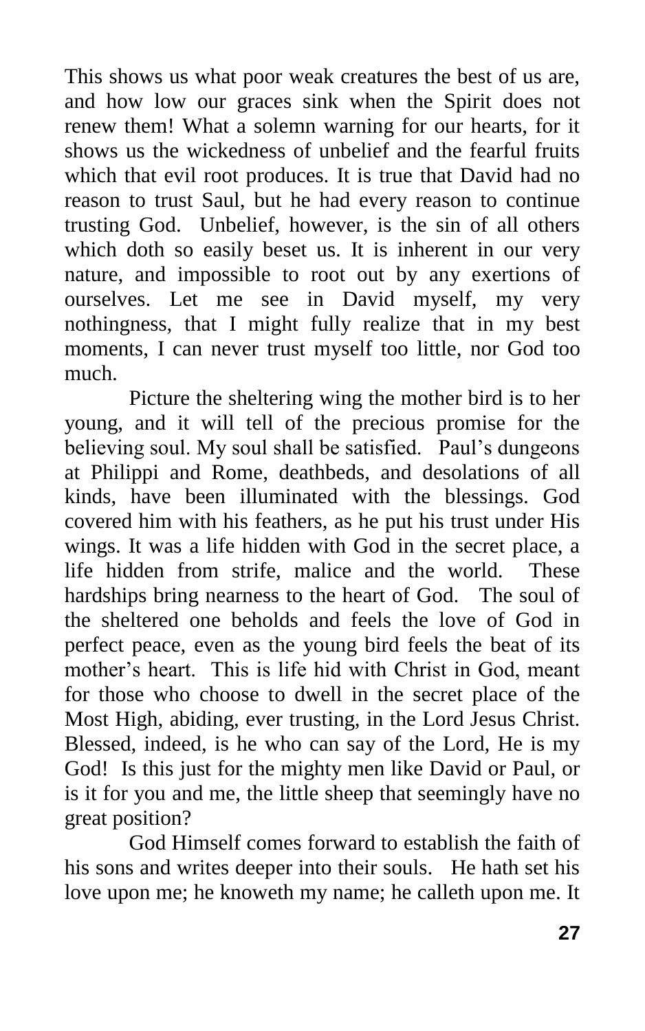This shows us what poor weak creatures the best of us are, and how low our graces sink when the Spirit does not renew them! What a solemn warning for our hearts, for it shows us the wickedness of unbelief and the fearful fruits which that evil root produces. It is true that David had no reason to trust Saul, but he had every reason to continue trusting God. Unbelief, however, is the sin of all others which doth so easily beset us. It is inherent in our very nature, and impossible to root out by any exertions of ourselves. Let me see in David myself, my very nothingness, that I might fully realize that in my best moments, I can never trust myself too little, nor God too much.

Picture the sheltering wing the mother bird is to her young, and it will tell of the precious promise for the believing soul. My soul shall be satisfied. Paul's dungeons at Philippi and Rome, deathbeds, and desolations of all kinds, have been illuminated with the blessings. God covered him with his feathers, as he put his trust under His wings. It was a life hidden with God in the secret place, a life hidden from strife, malice and the world. These hardships bring nearness to the heart of God. The soul of the sheltered one beholds and feels the love of God in perfect peace, even as the young bird feels the beat of its mother's heart. This is life hid with Christ in God, meant for those who choose to dwell in the secret place of the Most High, abiding, ever trusting, in the Lord Jesus Christ. Blessed, indeed, is he who can say of the Lord, He is my God! Is this just for the mighty men like David or Paul, or is it for you and me, the little sheep that seemingly have no great position?

God Himself comes forward to establish the faith of his sons and writes deeper into their souls. He hath set his love upon me; he knoweth my name; he calleth upon me. It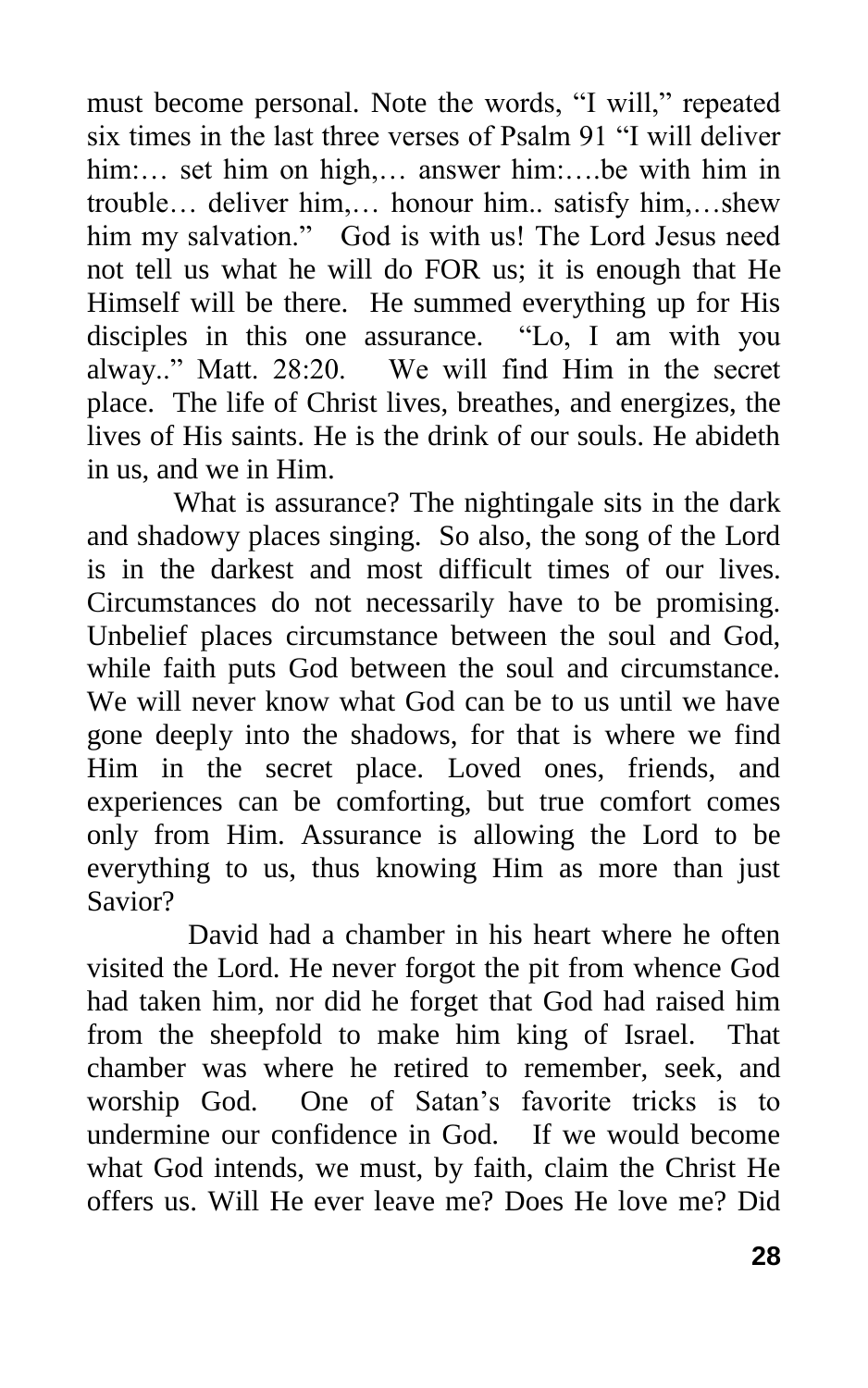must become personal. Note the words, "I will," repeated six times in the last three verses of Psalm 91 "I will deliver him:… set him on high,… answer him:….be with him in trouble… deliver him,… honour him.. satisfy him,…shew him my salvation." God is with us! The Lord Jesus need not tell us what he will do FOR us; it is enough that He Himself will be there. He summed everything up for His disciples in this one assurance. "Lo, I am with you alway.." Matt. 28:20. We will find Him in the secret place. The life of Christ lives, breathes, and energizes, the lives of His saints. He is the drink of our souls. He abideth in us, and we in Him.

What is assurance? The nightingale sits in the dark and shadowy places singing. So also, the song of the Lord is in the darkest and most difficult times of our lives. Circumstances do not necessarily have to be promising. Unbelief places circumstance between the soul and God, while faith puts God between the soul and circumstance. We will never know what God can be to us until we have gone deeply into the shadows, for that is where we find Him in the secret place. Loved ones, friends, and experiences can be comforting, but true comfort comes only from Him. Assurance is allowing the Lord to be everything to us, thus knowing Him as more than just Savior?

David had a chamber in his heart where he often visited the Lord. He never forgot the pit from whence God had taken him, nor did he forget that God had raised him from the sheepfold to make him king of Israel. That chamber was where he retired to remember, seek, and worship God. One of Satan's favorite tricks is to undermine our confidence in God. If we would become what God intends, we must, by faith, claim the Christ He offers us. Will He ever leave me? Does He love me? Did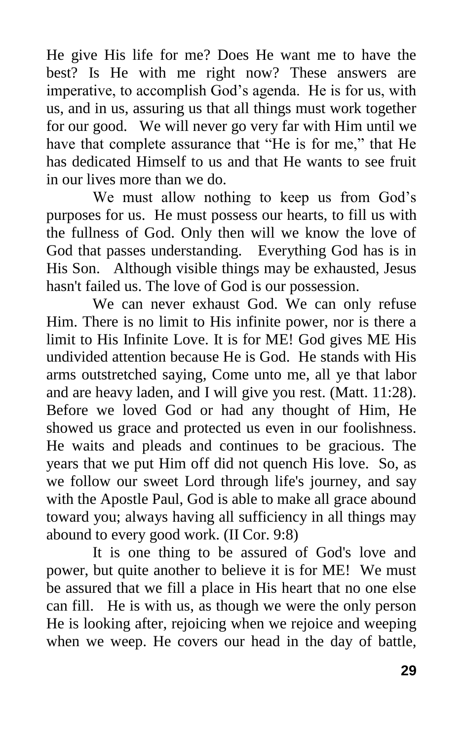He give His life for me? Does He want me to have the best? Is He with me right now? These answers are imperative, to accomplish God's agenda. He is for us, with us, and in us, assuring us that all things must work together for our good. We will never go very far with Him until we have that complete assurance that "He is for me," that He has dedicated Himself to us and that He wants to see fruit in our lives more than we do.

We must allow nothing to keep us from God's purposes for us. He must possess our hearts, to fill us with the fullness of God. Only then will we know the love of God that passes understanding. Everything God has is in His Son. Although visible things may be exhausted, Jesus hasn't failed us. The love of God is our possession.

We can never exhaust God. We can only refuse Him. There is no limit to His infinite power, nor is there a limit to His Infinite Love. It is for ME! God gives ME His undivided attention because He is God. He stands with His arms outstretched saying, Come unto me, all ye that labor and are heavy laden, and I will give you rest. (Matt. 11:28). Before we loved God or had any thought of Him, He showed us grace and protected us even in our foolishness. He waits and pleads and continues to be gracious. The years that we put Him off did not quench His love. So, as we follow our sweet Lord through life's journey, and say with the Apostle Paul, God is able to make all grace abound toward you; always having all sufficiency in all things may abound to every good work. (II Cor. 9:8)

It is one thing to be assured of God's love and power, but quite another to believe it is for ME! We must be assured that we fill a place in His heart that no one else can fill. He is with us, as though we were the only person He is looking after, rejoicing when we rejoice and weeping when we weep. He covers our head in the day of battle,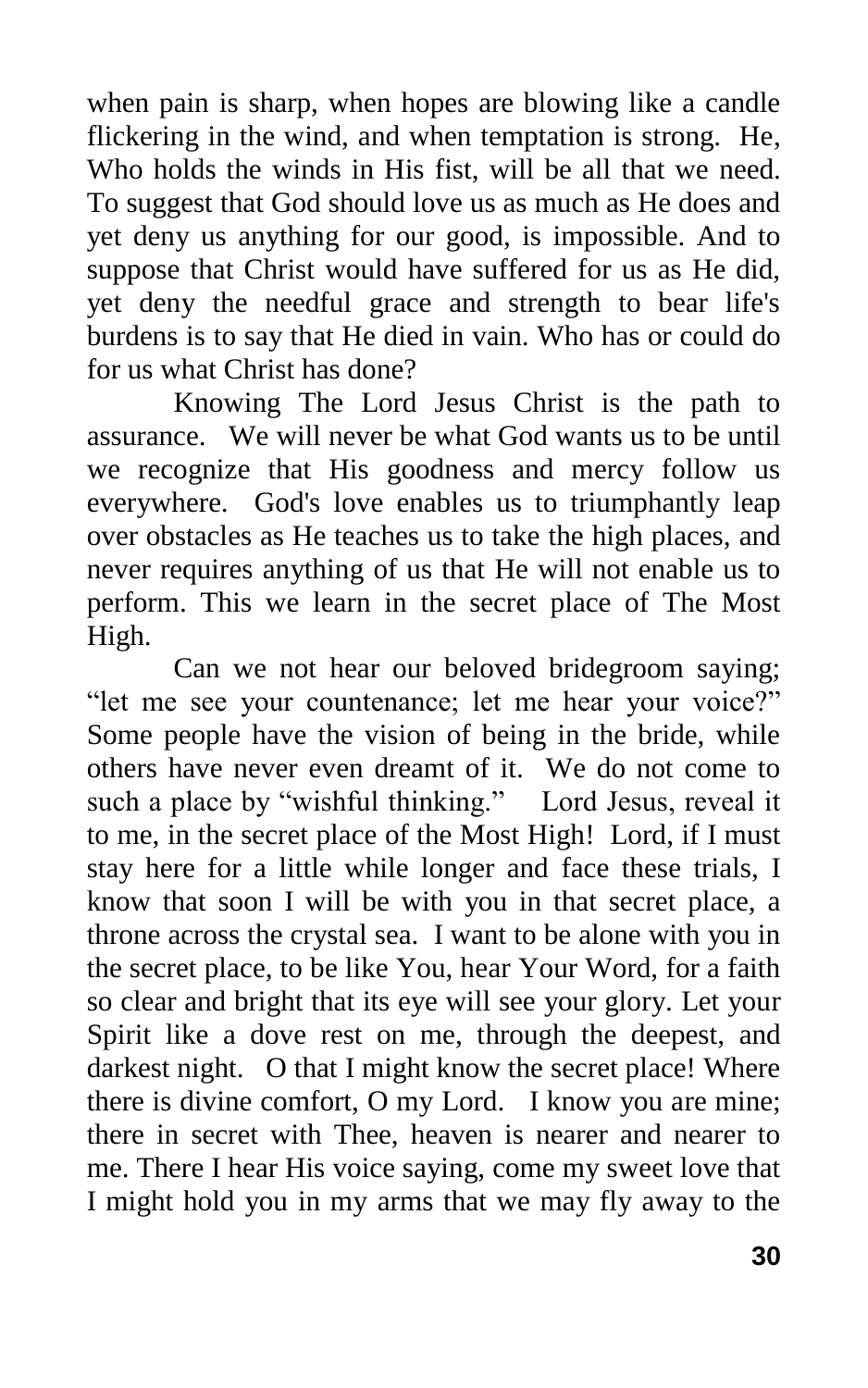when pain is sharp, when hopes are blowing like a candle flickering in the wind, and when temptation is strong. He, Who holds the winds in His fist, will be all that we need. To suggest that God should love us as much as He does and yet deny us anything for our good, is impossible. And to suppose that Christ would have suffered for us as He did, yet deny the needful grace and strength to bear life's burdens is to say that He died in vain. Who has or could do for us what Christ has done?

Knowing The Lord Jesus Christ is the path to assurance. We will never be what God wants us to be until we recognize that His goodness and mercy follow us everywhere. God's love enables us to triumphantly leap over obstacles as He teaches us to take the high places, and never requires anything of us that He will not enable us to perform. This we learn in the secret place of The Most High.

Can we not hear our beloved bridegroom saying; "let me see your countenance; let me hear your voice?" Some people have the vision of being in the bride, while others have never even dreamt of it. We do not come to such a place by "wishful thinking." Lord Jesus, reveal it to me, in the secret place of the Most High! Lord, if I must stay here for a little while longer and face these trials, I know that soon I will be with you in that secret place, a throne across the crystal sea. I want to be alone with you in the secret place, to be like You, hear Your Word, for a faith so clear and bright that its eye will see your glory. Let your Spirit like a dove rest on me, through the deepest, and darkest night. O that I might know the secret place! Where there is divine comfort, O my Lord. I know you are mine; there in secret with Thee, heaven is nearer and nearer to me. There I hear His voice saying, come my sweet love that I might hold you in my arms that we may fly away to the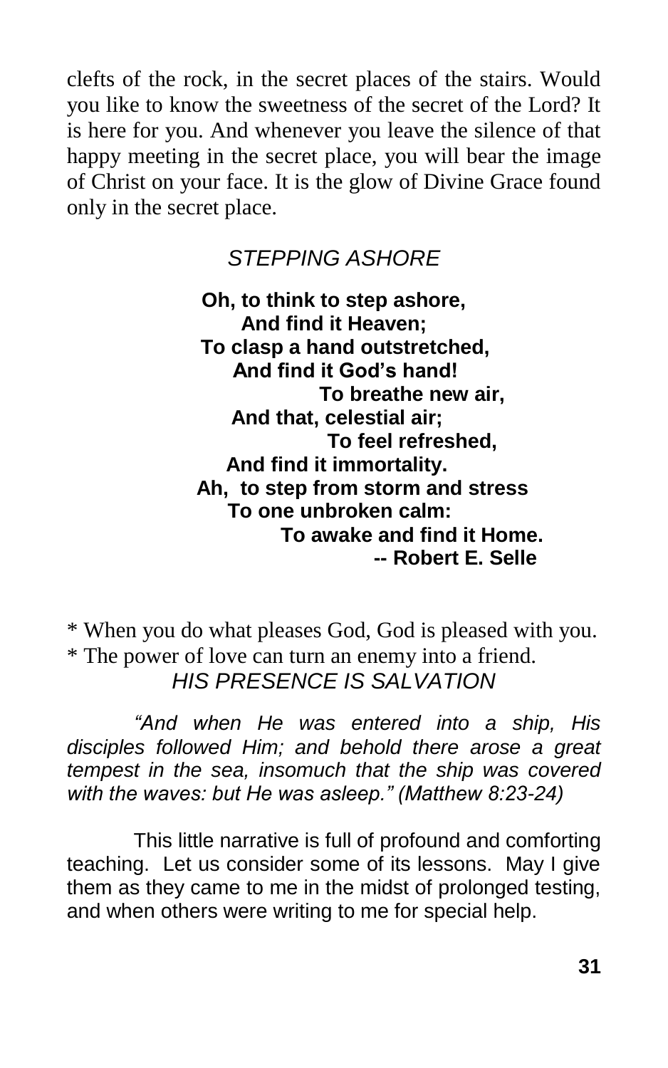clefts of the rock, in the secret places of the stairs. Would you like to know the sweetness of the secret of the Lord? It is here for you. And whenever you leave the silence of that happy meeting in the secret place, you will bear the image of Christ on your face. It is the glow of Divine Grace found only in the secret place.

## *STEPPING ASHORE*

**Oh, to think to step ashore,**
**And find it Heaven;**
**To clasp a hand outstretched,**
**And find it God's hand!**
**To breathe new air,**
**And that, celestial air;**
**To feel refreshed,**
**And find it immortality.**
**Ah, to step from storm and stress**
**To one unbroken calm:**
**To awake and find it Home.**
**-- Robert E. Selle**

* When you do what pleases God, God is pleased with you.
* The power of love can turn an enemy into a friend.

## *HIS PRESENCE IS SALVATION*

*"And when He was entered into a ship, His disciples followed Him; and behold there arose a great tempest in the sea, insomuch that the ship was covered with the waves: but He was asleep." (Matthew 8:23-24)*

This little narrative is full of profound and comforting teaching. Let us consider some of its lessons. May I give them as they came to me in the midst of prolonged testing, and when others were writing to me for special help.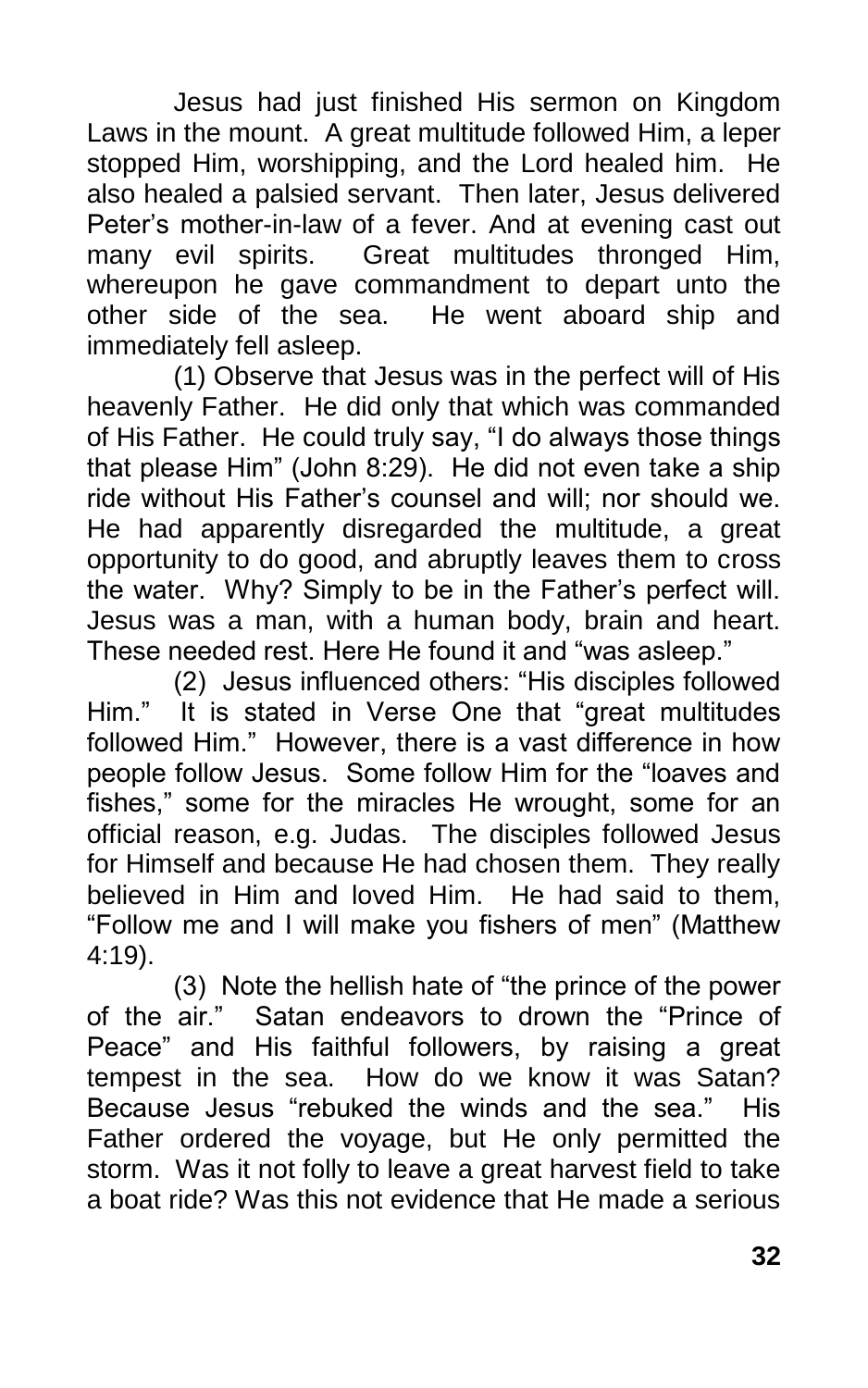Jesus had just finished His sermon on Kingdom Laws in the mount. A great multitude followed Him, a leper stopped Him, worshipping, and the Lord healed him. He also healed a palsied servant. Then later, Jesus delivered Peter's mother-in-law of a fever. And at evening cast out many evil spirits. Great multitudes thronged Him, whereupon he gave commandment to depart unto the other side of the sea. He went aboard ship and immediately fell asleep.

(1) Observe that Jesus was in the perfect will of His heavenly Father. He did only that which was commanded of His Father. He could truly say, "I do always those things that please Him" (John 8:29). He did not even take a ship ride without His Father's counsel and will; nor should we. He had apparently disregarded the multitude, a great opportunity to do good, and abruptly leaves them to cross the water. Why? Simply to be in the Father's perfect will. Jesus was a man, with a human body, brain and heart. These needed rest. Here He found it and "was asleep."

(2) Jesus influenced others: "His disciples followed Him." It is stated in Verse One that "great multitudes followed Him." However, there is a vast difference in how people follow Jesus. Some follow Him for the "loaves and fishes," some for the miracles He wrought, some for an official reason, e.g. Judas. The disciples followed Jesus for Himself and because He had chosen them. They really believed in Him and loved Him. He had said to them, "Follow me and I will make you fishers of men" (Matthew 4:19).

(3) Note the hellish hate of "the prince of the power of the air." Satan endeavors to drown the "Prince of Peace" and His faithful followers, by raising a great tempest in the sea. How do we know it was Satan? Because Jesus "rebuked the winds and the sea." His Father ordered the voyage, but He only permitted the storm. Was it not folly to leave a great harvest field to take a boat ride? Was this not evidence that He made a serious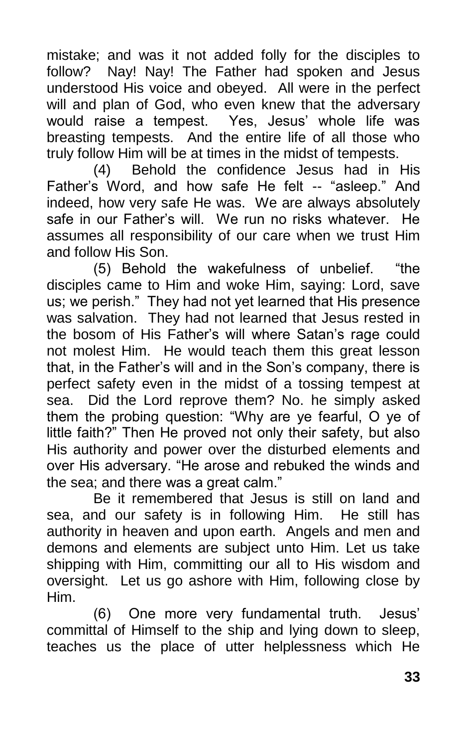mistake; and was it not added folly for the disciples to follow? Nay! Nay! The Father had spoken and Jesus understood His voice and obeyed. All were in the perfect will and plan of God, who even knew that the adversary would raise a tempest. Yes, Jesus' whole life was breasting tempests. And the entire life of all those who truly follow Him will be at times in the midst of tempests.

(4) Behold the confidence Jesus had in His Father's Word, and how safe He felt -- "asleep." And indeed, how very safe He was. We are always absolutely safe in our Father's will. We run no risks whatever. He assumes all responsibility of our care when we trust Him and follow His Son.

(5) Behold the wakefulness of unbelief. "the disciples came to Him and woke Him, saying: Lord, save us; we perish." They had not yet learned that His presence was salvation. They had not learned that Jesus rested in the bosom of His Father's will where Satan's rage could not molest Him. He would teach them this great lesson that, in the Father's will and in the Son's company, there is perfect safety even in the midst of a tossing tempest at sea. Did the Lord reprove them? No. he simply asked them the probing question: "Why are ye fearful, O ye of little faith?" Then He proved not only their safety, but also His authority and power over the disturbed elements and over His adversary. "He arose and rebuked the winds and the sea; and there was a great calm."

Be it remembered that Jesus is still on land and sea, and our safety is in following Him. He still has authority in heaven and upon earth. Angels and men and demons and elements are subject unto Him. Let us take shipping with Him, committing our all to His wisdom and oversight. Let us go ashore with Him, following close by Him.

(6) One more very fundamental truth. Jesus' committal of Himself to the ship and lying down to sleep, teaches us the place of utter helplessness which He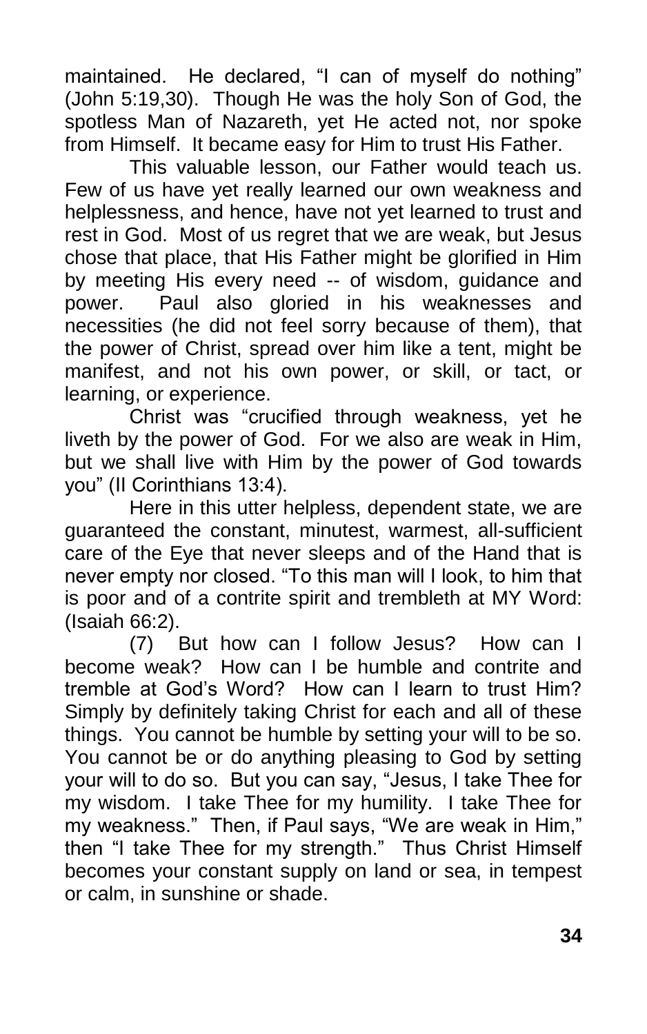maintained. He declared, "I can of myself do nothing" (John 5:19,30). Though He was the holy Son of God, the spotless Man of Nazareth, yet He acted not, nor spoke from Himself. It became easy for Him to trust His Father.

This valuable lesson, our Father would teach us. Few of us have yet really learned our own weakness and helplessness, and hence, have not yet learned to trust and rest in God. Most of us regret that we are weak, but Jesus chose that place, that His Father might be glorified in Him by meeting His every need -- of wisdom, guidance and power. Paul also gloried in his weaknesses and necessities (he did not feel sorry because of them), that the power of Christ, spread over him like a tent, might be manifest, and not his own power, or skill, or tact, or learning, or experience.

Christ was "crucified through weakness, yet he liveth by the power of God. For we also are weak in Him, but we shall live with Him by the power of God towards you" (II Corinthians 13:4).

Here in this utter helpless, dependent state, we are guaranteed the constant, minutest, warmest, all-sufficient care of the Eye that never sleeps and of the Hand that is never empty nor closed. "To this man will I look, to him that is poor and of a contrite spirit and trembleth at MY Word: (Isaiah 66:2).

(7) But how can I follow Jesus? How can I become weak? How can I be humble and contrite and tremble at God's Word? How can I learn to trust Him? Simply by definitely taking Christ for each and all of these things. You cannot be humble by setting your will to be so. You cannot be or do anything pleasing to God by setting your will to do so. But you can say, "Jesus, I take Thee for my wisdom. I take Thee for my humility. I take Thee for my weakness." Then, if Paul says, "We are weak in Him," then "I take Thee for my strength." Thus Christ Himself becomes your constant supply on land or sea, in tempest or calm, in sunshine or shade.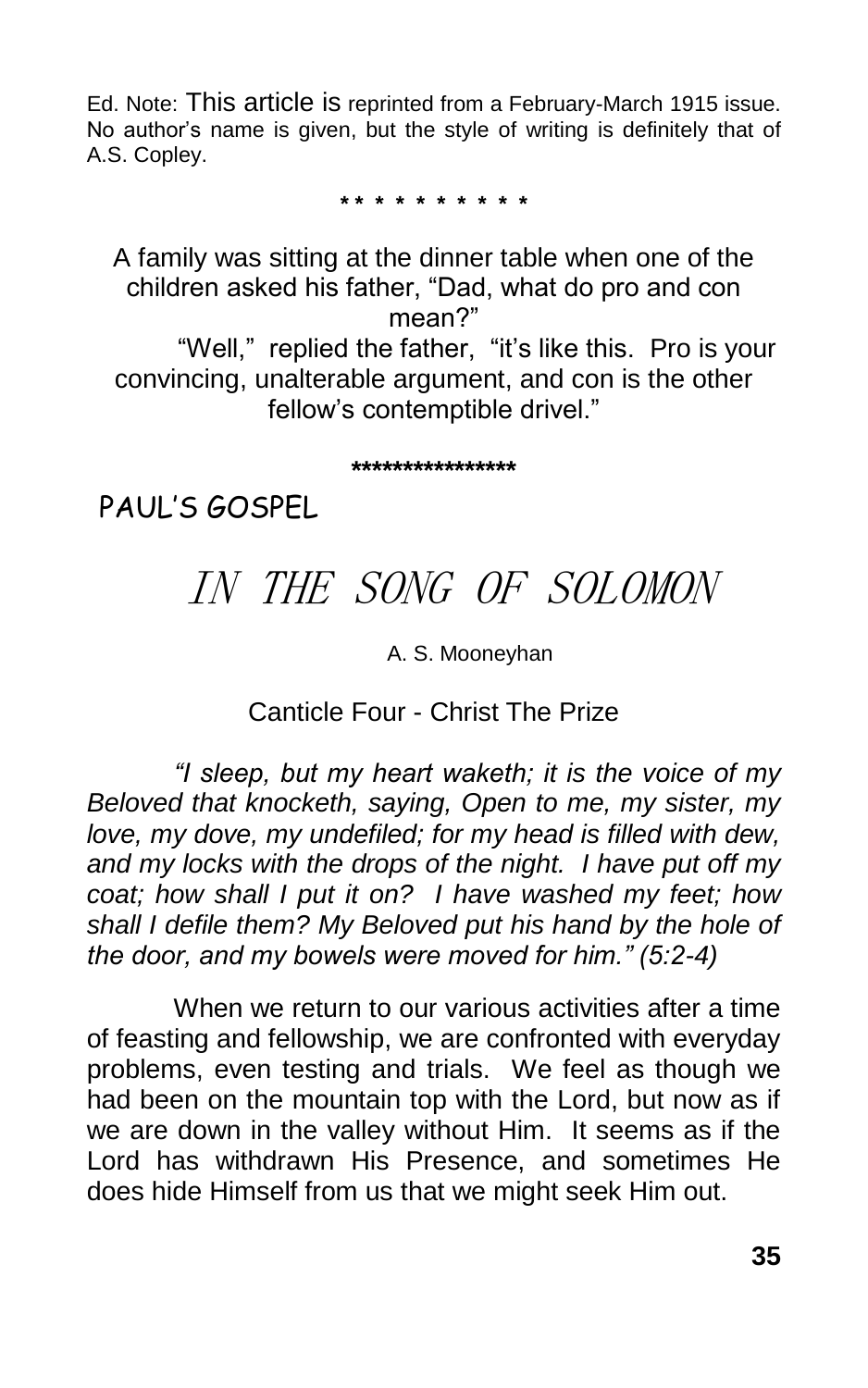Ed. Note: This article is reprinted from a February-March 1915 issue. No author's name is given, but the style of writing is definitely that of A.S. Copley.

\* \* \* \* \* \* \* \* \* \*

A family was sitting at the dinner table when one of the children asked his father, "Dad, what do pro and con mean?"

"Well," replied the father, "it's like this. Pro is your convincing, unalterable argument, and con is the other fellow's contemptible drivel."

\*\*\*\*\*\*\*\*\*\*\*\*\*\*\*\*

## PAUL'S GOSPEL

# IN THE SONG OF SOLOMON

A. S. Mooneyhan

### Canticle Four - Christ The Prize

*"I sleep, but my heart waketh; it is the voice of my Beloved that knocketh, saying, Open to me, my sister, my love, my dove, my undefiled; for my head is filled with dew, and my locks with the drops of the night. I have put off my coat; how shall I put it on? I have washed my feet; how shall I defile them? My Beloved put his hand by the hole of the door, and my bowels were moved for him." (5:2-4)*

When we return to our various activities after a time of feasting and fellowship, we are confronted with everyday problems, even testing and trials. We feel as though we had been on the mountain top with the Lord, but now as if we are down in the valley without Him. It seems as if the Lord has withdrawn His Presence, and sometimes He does hide Himself from us that we might seek Him out.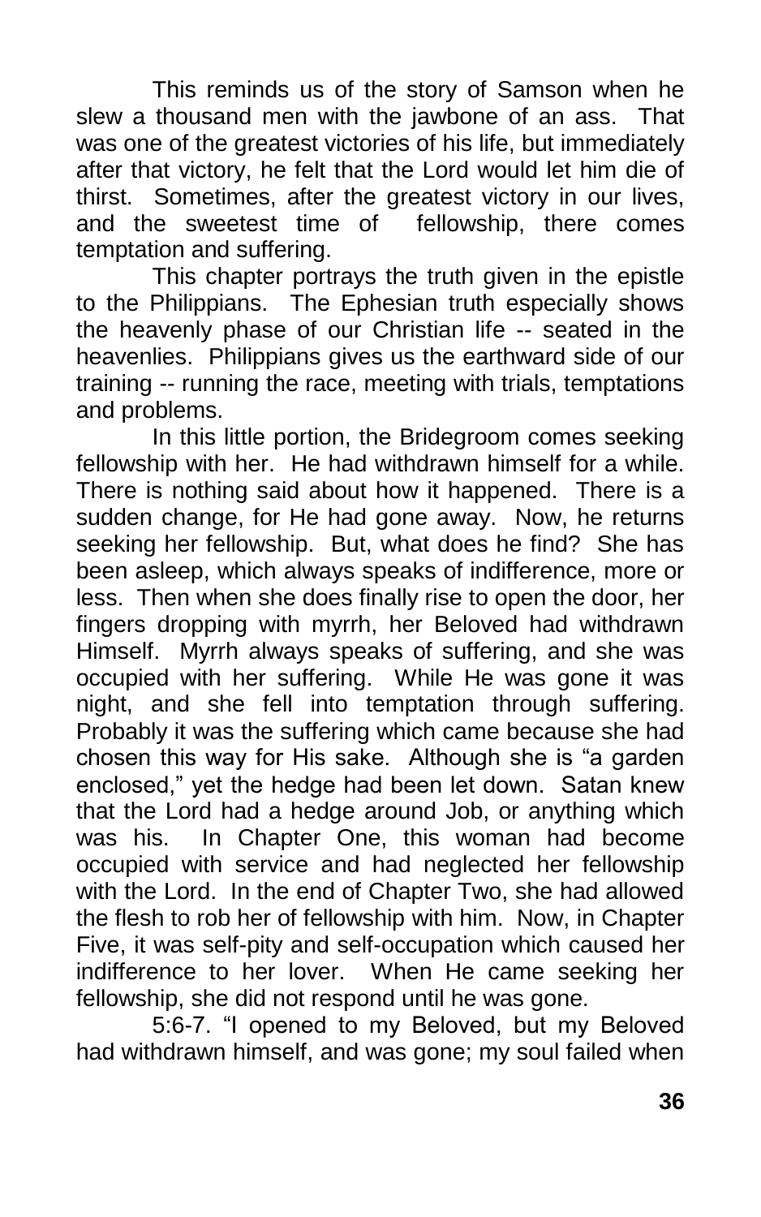This reminds us of the story of Samson when he slew a thousand men with the jawbone of an ass. That was one of the greatest victories of his life, but immediately after that victory, he felt that the Lord would let him die of thirst. Sometimes, after the greatest victory in our lives, and the sweetest time of fellowship, there comes temptation and suffering.

This chapter portrays the truth given in the epistle to the Philippians. The Ephesian truth especially shows the heavenly phase of our Christian life -- seated in the heavenlies. Philippians gives us the earthward side of our training -- running the race, meeting with trials, temptations and problems.

In this little portion, the Bridegroom comes seeking fellowship with her. He had withdrawn himself for a while. There is nothing said about how it happened. There is a sudden change, for He had gone away. Now, he returns seeking her fellowship. But, what does he find? She has been asleep, which always speaks of indifference, more or less. Then when she does finally rise to open the door, her fingers dropping with myrrh, her Beloved had withdrawn Himself. Myrrh always speaks of suffering, and she was occupied with her suffering. While He was gone it was night, and she fell into temptation through suffering. Probably it was the suffering which came because she had chosen this way for His sake. Although she is "a garden enclosed," yet the hedge had been let down. Satan knew that the Lord had a hedge around Job, or anything which was his. In Chapter One, this woman had become occupied with service and had neglected her fellowship with the Lord. In the end of Chapter Two, she had allowed the flesh to rob her of fellowship with him. Now, in Chapter Five, it was self-pity and self-occupation which caused her indifference to her lover. When He came seeking her fellowship, she did not respond until he was gone.

5:6-7. "I opened to my Beloved, but my Beloved had withdrawn himself, and was gone; my soul failed when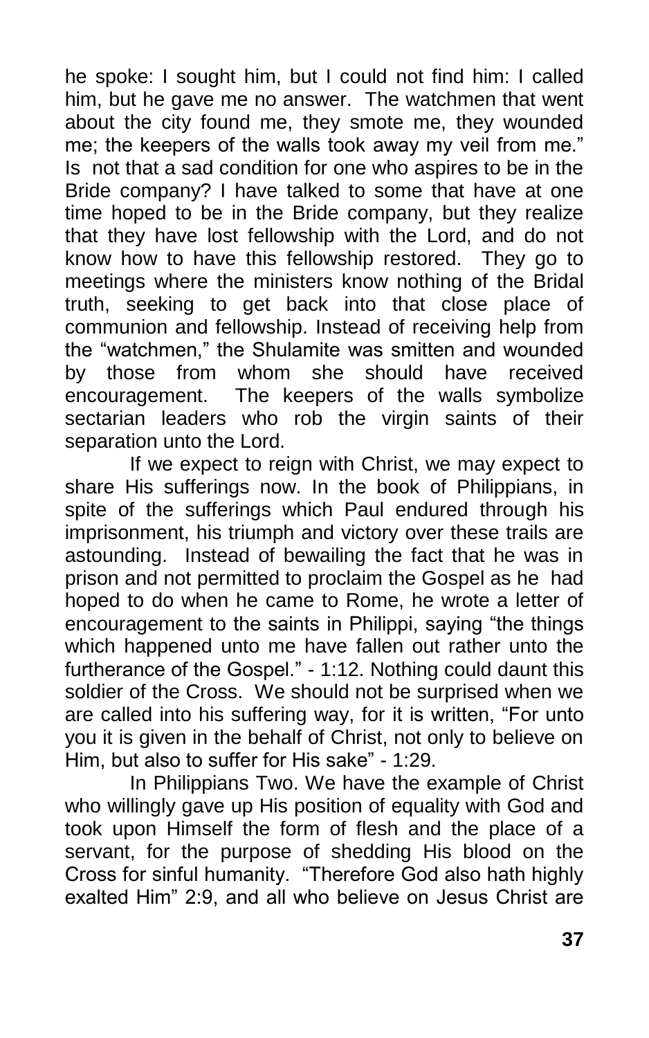he spoke: I sought him, but I could not find him: I called him, but he gave me no answer. The watchmen that went about the city found me, they smote me, they wounded me; the keepers of the walls took away my veil from me." Is not that a sad condition for one who aspires to be in the Bride company? I have talked to some that have at one time hoped to be in the Bride company, but they realize that they have lost fellowship with the Lord, and do not know how to have this fellowship restored. They go to meetings where the ministers know nothing of the Bridal truth, seeking to get back into that close place of communion and fellowship. Instead of receiving help from the "watchmen," the Shulamite was smitten and wounded by those from whom she should have received encouragement. The keepers of the walls symbolize sectarian leaders who rob the virgin saints of their separation unto the Lord.

If we expect to reign with Christ, we may expect to share His sufferings now. In the book of Philippians, in spite of the sufferings which Paul endured through his imprisonment, his triumph and victory over these trails are astounding. Instead of bewailing the fact that he was in prison and not permitted to proclaim the Gospel as he had hoped to do when he came to Rome, he wrote a letter of encouragement to the saints in Philippi, saying "the things which happened unto me have fallen out rather unto the furtherance of the Gospel." - 1:12. Nothing could daunt this soldier of the Cross. We should not be surprised when we are called into his suffering way, for it is written, "For unto you it is given in the behalf of Christ, not only to believe on Him, but also to suffer for His sake" - 1:29.

In Philippians Two. We have the example of Christ who willingly gave up His position of equality with God and took upon Himself the form of flesh and the place of a servant, for the purpose of shedding His blood on the Cross for sinful humanity. "Therefore God also hath highly exalted Him" 2:9, and all who believe on Jesus Christ are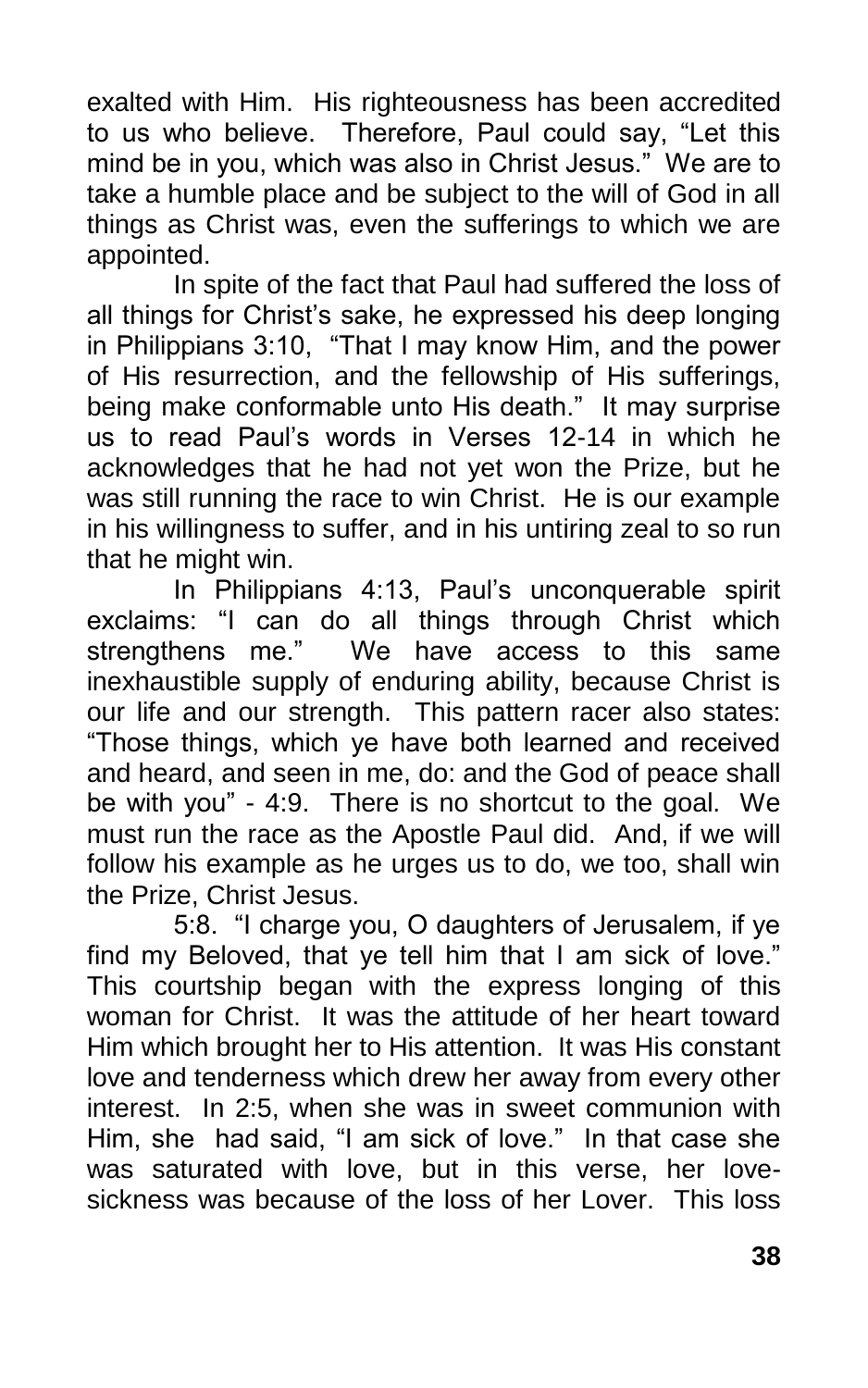exalted with Him. His righteousness has been accredited to us who believe. Therefore, Paul could say, "Let this mind be in you, which was also in Christ Jesus." We are to take a humble place and be subject to the will of God in all things as Christ was, even the sufferings to which we are appointed.

In spite of the fact that Paul had suffered the loss of all things for Christ's sake, he expressed his deep longing in Philippians 3:10, "That I may know Him, and the power of His resurrection, and the fellowship of His sufferings, being make conformable unto His death." It may surprise us to read Paul's words in Verses 12-14 in which he acknowledges that he had not yet won the Prize, but he was still running the race to win Christ. He is our example in his willingness to suffer, and in his untiring zeal to so run that he might win.

In Philippians 4:13, Paul's unconquerable spirit exclaims: "I can do all things through Christ which strengthens me." We have access to this same inexhaustible supply of enduring ability, because Christ is our life and our strength. This pattern racer also states: "Those things, which ye have both learned and received and heard, and seen in me, do: and the God of peace shall be with you" - 4:9. There is no shortcut to the goal. We must run the race as the Apostle Paul did. And, if we will follow his example as he urges us to do, we too, shall win the Prize, Christ Jesus.

5:8. "I charge you, O daughters of Jerusalem, if ye find my Beloved, that ye tell him that I am sick of love." This courtship began with the express longing of this woman for Christ. It was the attitude of her heart toward Him which brought her to His attention. It was His constant love and tenderness which drew her away from every other interest. In 2:5, when she was in sweet communion with Him, she had said, "I am sick of love." In that case she was saturated with love, but in this verse, her love-sickness was because of the loss of her Lover. This loss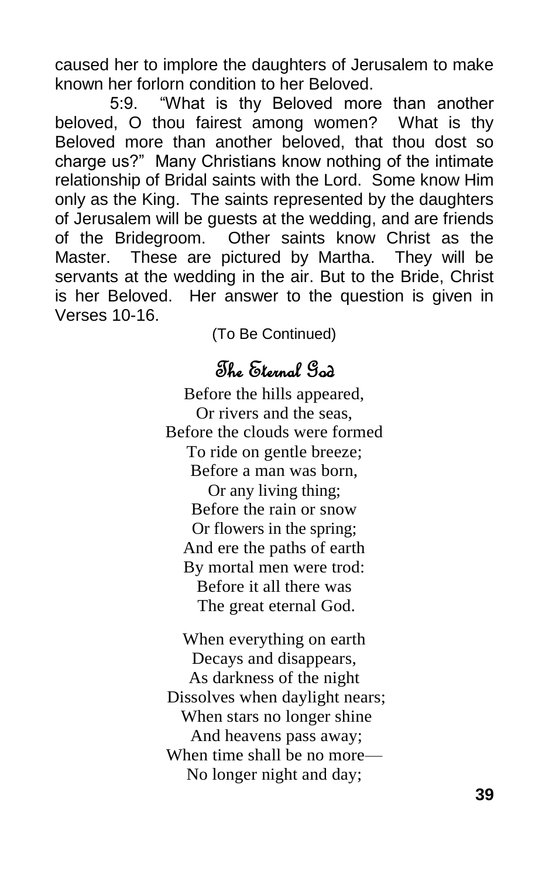caused her to implore the daughters of Jerusalem to make known her forlorn condition to her Beloved.

5:9. "What is thy Beloved more than another beloved, O thou fairest among women? What is thy Beloved more than another beloved, that thou dost so charge us?" Many Christians know nothing of the intimate relationship of Bridal saints with the Lord. Some know Him only as the King. The saints represented by the daughters of Jerusalem will be guests at the wedding, and are friends of the Bridegroom. Other saints know Christ as the Master. These are pictured by Martha. They will be servants at the wedding in the air. But to the Bride, Christ is her Beloved. Her answer to the question is given in Verses 10-16.

(To Be Continued)

## The Eternal God

Before the hills appeared,
Or rivers and the seas,
Before the clouds were formed
To ride on gentle breeze;
Before a man was born,
Or any living thing;
Before the rain or snow
Or flowers in the spring;
And ere the paths of earth
By mortal men were trod:
Before it all there was
The great eternal God.

When everything on earth
Decays and disappears,
As darkness of the night
Dissolves when daylight nears;
When stars no longer shine
And heavens pass away;
When time shall be no more—
No longer night and day;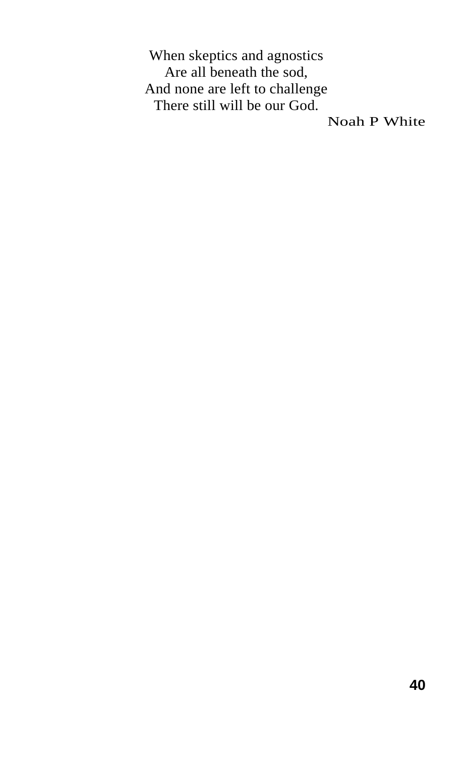When skeptics and agnostics
Are all beneath the sod,
And none are left to challenge
There still will be our God.

Noah P White